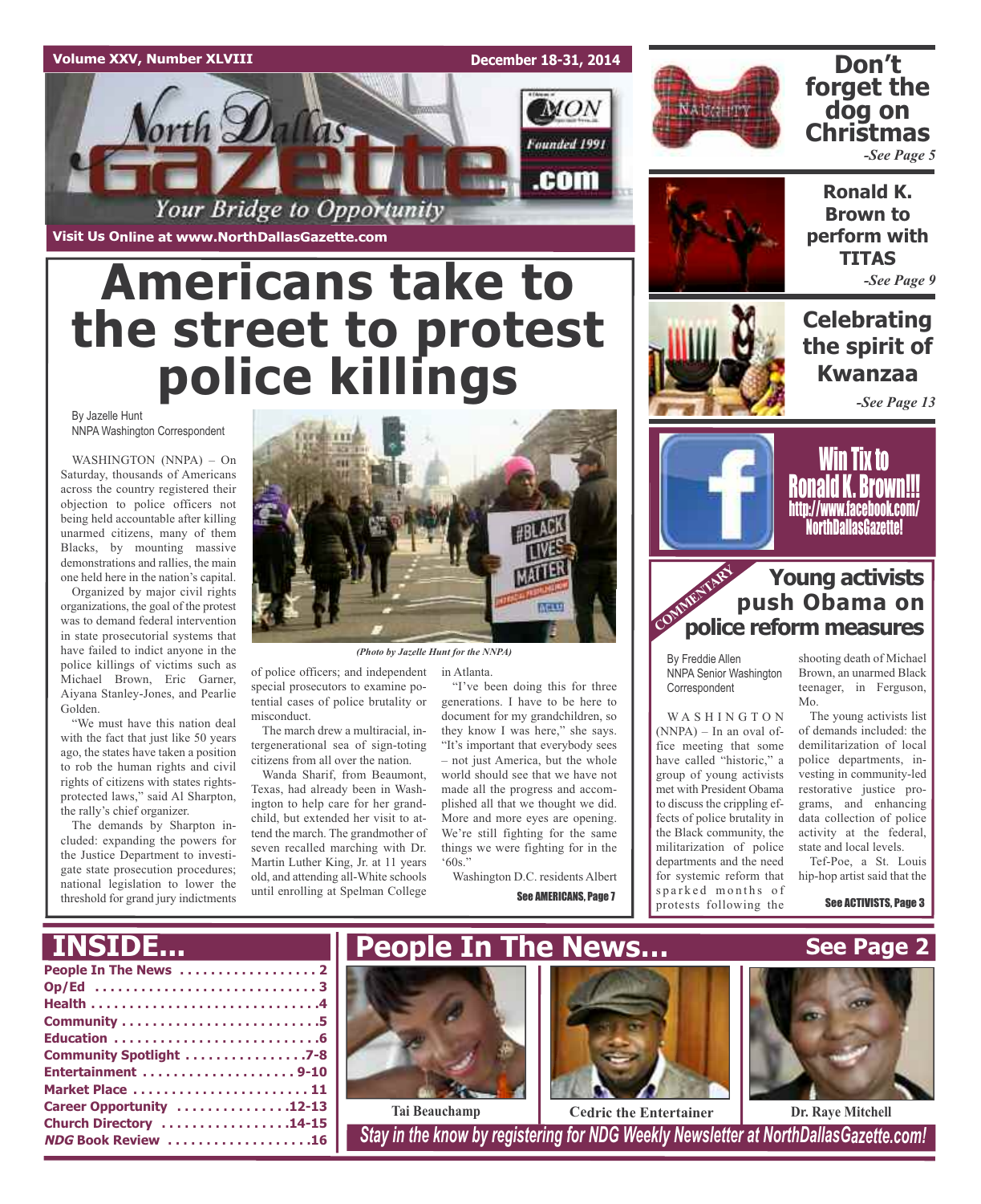Volume XXV, Number XLVIII

December 18-31, 2014

# North Dallas Gazette

Founded 1991

Your Bridge to Opportunity

Visit Us Online at www.NorthDallasGazette.com

# Americans take to the street to protest police killings

By Jazelle Hunt
NNPA Washington Correspondent

WASHINGTON (NNPA) – On Saturday, thousands of Americans across the country registered their objection to police officers not being held accountable after killing unarmed citizens, many of them Blacks, by mounting massive demonstrations and rallies, the main one held here in the nation's capital.

Organized by major civil rights organizations, the goal of the protest was to demand federal intervention in state prosecutorial systems that have failed to indict anyone in the police killings of victims such as Michael Brown, Eric Garner, Aiyana Stanley-Jones, and Pearlie Golden.

"We must have this nation deal with the fact that just like 50 years ago, the states have taken a position to rob the human rights and civil rights of citizens with states rights-protected laws," said Al Sharpton, the rally's chief organizer.

The demands by Sharpton included: expanding the powers for the Justice Department to investigate state prosecution procedures; national legislation to lower the threshold for grand jury indictments of police officers; and independent special prosecutors to examine potential cases of police brutality or misconduct.

The march drew a multiracial, intergenerational sea of sign-toting citizens from all over the nation.

Wanda Sharif, from Beaumont, Texas, had already been in Washington to help care for her grandchild, but extended her visit to attend the march. The grandmother of seven recalled marching with Dr. Martin Luther King, Jr. at 11 years old, and attending all-White schools until enrolling at Spelman College in Atlanta.

"I've been doing this for three generations. I have to be here to document for my grandchildren, so they know I was here," she says. "It's important that everybody sees – not just America, but the whole world should see that we have not made all the progress and accomplished all that we thought we did. More and more eyes are opening. We're still fighting for the same things we were fighting for in the '60s."

Washington D.C. residents Albert

See AMERICANS, Page 7

*(Photo by Jazelle Hunt for the NNPA)*

## Don't forget the dog on Christmas

*-See Page 5*

## Ronald K. Brown to perform with TITAS

*-See Page 9*

## Celebrating the spirit of Kwanzaa

*-See Page 13*

**Win Tix to Ronald K. Brown!!! http://www.facebook.com/NorthDallasGazette!**

COMMENTARY

## Young activists push Obama on police reform measures

By Freddie Allen
NNPA Senior Washington Correspondent

WASHINGTON (NNPA) – In an oval office meeting that some have called "historic," a group of young activists met with President Obama to discuss the crippling effects of police brutality in the Black community, the militarization of police departments and the need for systemic reform that sparked months of protests following the shooting death of Michael Brown, an unarmed Black teenager, in Ferguson, Mo.

The young activists list of demands included: the demilitarization of local police departments, investing in community-led restorative justice programs, and enhancing data collection of police activity at the federal, state and local levels.

Tef-Poe, a St. Louis hip-hop artist said that the

See ACTIVISTS, Page 3

## INSIDE...

- People In The News . . . . . . . . 2
- Op/Ed . . . . . . . . 3
- Health . . . . . . . . 4
- Community . . . . . . . . 5
- Education . . . . . . . . 6
- Community Spotlight . . . . . . . . 7-8
- Entertainment . . . . . . . . 9-10
- Market Place . . . . . . . . 11
- Career Opportunity . . . . . . . . 12-13
- Church Directory . . . . . . . . 14-15
- *NDG* Book Review . . . . . . . . 16

## People In The News... See Page 2

Tai Beauchamp | Cedric the Entertainer | Dr. Raye Mitchell

*Stay in the know by registering for NDG Weekly Newsletter at NorthDallasGazette.com!*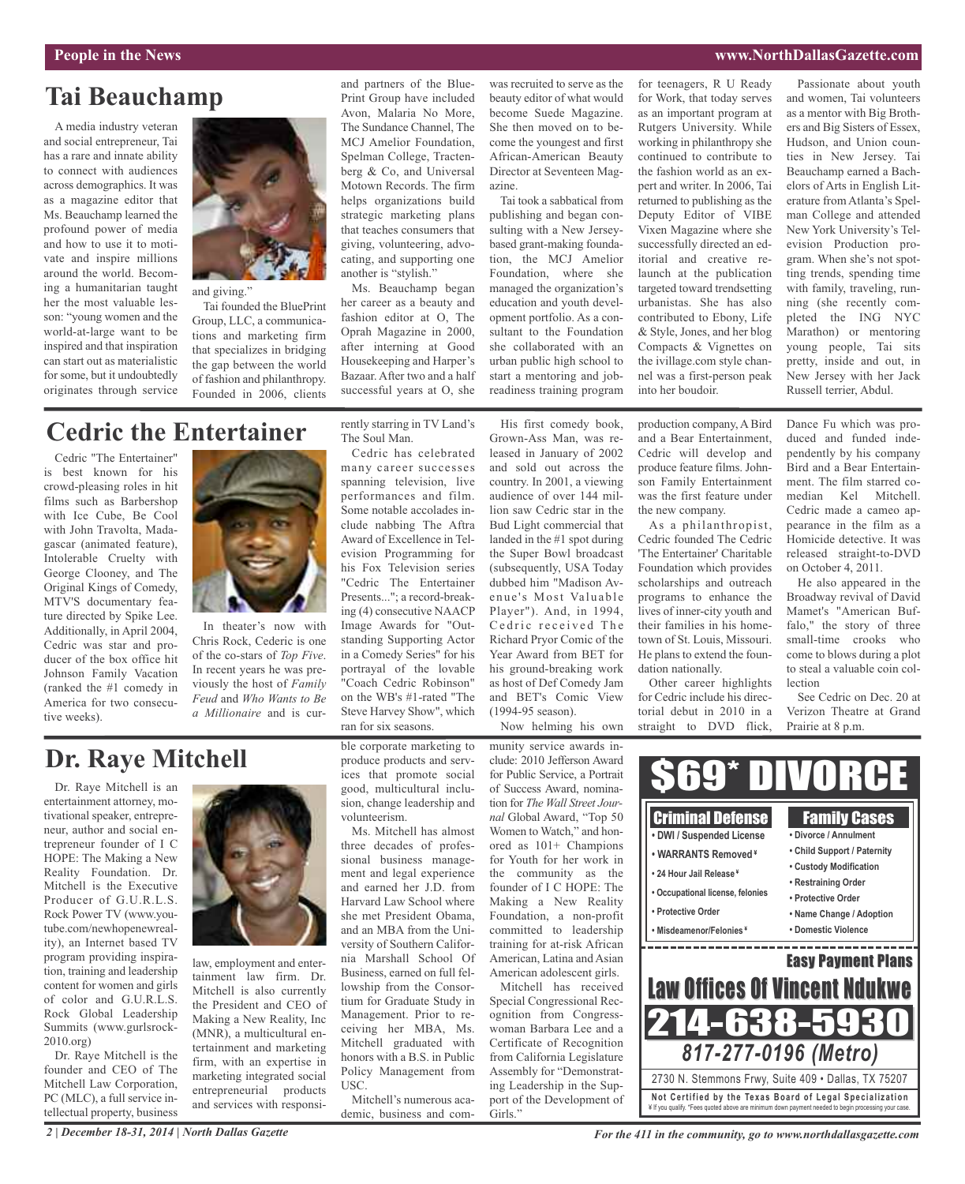## Tai Beauchamp

A media industry veteran and social entrepreneur, Tai has a rare and innate ability to connect with audiences across demographics. It was as a magazine editor that Ms. Beauchamp learned the profound power of media and how to use it to motivate and inspire millions around the world. Becoming a humanitarian taught her the most valuable lesson: "young women and the world-at-large want to be inspired and that inspiration can start out as materialistic for some, but it undoubtedly originates through service and giving."

Tai founded the BluePrint Group, LLC, a communications and marketing firm that specializes in bridging the gap between the world of fashion and philanthropy. Founded in 2006, clients and partners of the BluePrint Group have included Avon, Malaria No More, The Sundance Channel, The MCJ Amelior Foundation, Spelman College, Tractenberg & Co, and Universal Motown Records. The firm helps organizations build strategic marketing plans that teaches consumers that giving, volunteering, advocating, and supporting one another is "stylish."

Ms. Beauchamp began her career as a beauty and fashion editor at O, The Oprah Magazine in 2000, after interning at Good Housekeeping and Harper's Bazaar. After two and a half successful years at O, she was recruited to serve as the beauty editor of what would become Suede Magazine. She then moved on to become the youngest and first African-American Beauty Director at Seventeen Magazine.

Tai took a sabbatical from publishing and began consulting with a New Jersey-based grant-making foundation, the MCJ Amelior Foundation, where she managed the organization's education and youth development portfolio. As a consultant to the Foundation she collaborated with an urban public high school to start a mentoring and job-readiness training program for teenagers, R U Ready for Work, that today serves as an important program at Rutgers University. While working in philanthropy she continued to contribute to the fashion world as an expert and writer. In 2006, Tai returned to publishing as the Deputy Editor of VIBE Vixen Magazine where she successfully directed an editorial and creative re-launch at the publication targeted toward trendsetting urbanistas. She has also contributed to Ebony, Life & Style, Jones, and her blog Compacts & Vignettes on the ivillage.com style channel was a first-person peak into her boudoir.

Passionate about youth and women, Tai volunteers as a mentor with Big Brothers and Big Sisters of Essex, Hudson, and Union counties in New Jersey. Tai Beauchamp earned a Bachelors of Arts in English Literature from Atlanta's Spelman College and attended New York University's Television Production program. When she's not spotting trends, spending time with family, traveling, running (she recently completed the ING NYC Marathon) or mentoring young people, Tai sits pretty, inside and out, in New Jersey with her Jack Russell terrier, Abdul.

## Cedric the Entertainer

Cedric "The Entertainer" is best known for his crowd-pleasing roles in hit films such as Barbershop with Ice Cube, Be Cool with John Travolta, Madagascar (animated feature), Intolerable Cruelty with George Clooney, and The Original Kings of Comedy, MTV'S documentary feature directed by Spike Lee. Additionally, in April 2004, Cedric was star and producer of the box office hit Johnson Family Vacation (ranked the #1 comedy in America for two consecutive weeks).

In theater's now with Chris Rock, Cederic is one of the co-stars of *Top Five*. In recent years he was previously the host of *Family Feud* and *Who Wants to Be a Millionaire* and is currently starring in TV Land's The Soul Man.

Cedric has celebrated many career successes spanning television, live performances and film. Some notable accolades include nabbing The Aftra Award of Excellence in Television Programming for his Fox Television series "Cedric The Entertainer Presents..."; a record-breaking (4) consecutive NAACP Image Awards for "Outstanding Supporting Actor in a Comedy Series" for his portrayal of the lovable "Coach Cedric Robinson" on the WB's #1-rated "The Steve Harvey Show", which ran for six seasons.

His first comedy book, Grown-Ass Man, was released in January of 2002 and sold out across the country. In 2001, a viewing audience of over 144 million saw Cedric star in the Bud Light commercial that landed in the #1 spot during the Super Bowl broadcast (subsequently, USA Today dubbed him "Madison Avenue's Most Valuable Player"). And, in 1994, Cedric received The Richard Pryor Comic of the Year Award from BET for his ground-breaking work as host of Def Comedy Jam and BET's Comic View (1994-95 season).

Now helming his own production company, A Bird and a Bear Entertainment, Cedric will develop and produce feature films. Johnson Family Entertainment was the first feature under the new company.

As a philanthropist, Cedric founded The Cedric 'The Entertainer' Charitable Foundation which provides scholarships and outreach programs to enhance the lives of inner-city youth and their families in his hometown of St. Louis, Missouri. He plans to extend the foundation nationally.

Other career highlights for Cedric include his directorial debut in 2010 in a straight to DVD flick, Dance Fu which was produced and funded independently by his company Bird and a Bear Entertainment. The film starred comedian Kel Mitchell. Cedric made a cameo appearance in the film as a Homicide detective. It was released straight-to-DVD on October 4, 2011.

He also appeared in the Broadway revival of David Mamet's "American Buffalo," the story of three small-time crooks who come to blows during a plot to steal a valuable coin collection

See Cedric on Dec. 20 at Verizon Theatre at Grand Prairie at 8 p.m.

## Dr. Raye Mitchell

Dr. Raye Mitchell is an entertainment attorney, motivational speaker, entrepreneur, author and social entrepreneur founder of I C HOPE: The Making a New Reality Foundation. Dr. Mitchell is the Executive Producer of G.U.R.L.S. Rock Power TV (www.youtube.com/newhopenewreality), an Internet based TV program providing inspiration, training and leadership content for women and girls of color and G.U.R.L.S. Rock Global Leadership Summits (www.gurlsrock-2010.org)

Dr. Raye Mitchell is the founder and CEO of The Mitchell Law Corporation, PC (MLC), a full service intellectual property, business law, employment and entertainment law firm. Dr. Mitchell is also currently the President and CEO of Making a New Reality, Inc (MNR), a multicultural entertainment and marketing firm, with an expertise in marketing integrated social entrepreneurial products and services with responsible corporate marketing to produce products and services that promote social good, multicultural inclusion, change leadership and volunteerism.

Ms. Mitchell has almost three decades of professional business management and legal experience and earned her J.D. from Harvard Law School where she met President Obama, and an MBA from the University of Southern California Marshall School Of Business, earned on full fellowship from the Consortium for Graduate Study in Management. Prior to receiving her MBA, Ms. Mitchell graduated with honors with a B.S. in Public Policy Management from USC.

Mitchell's numerous academic, business and community service awards include: 2010 Jefferson Award for Public Service, a Portrait of Success Award, nomination for *The Wall Street Journal* Global Award, "Top 50 Women to Watch," and honored as 101+ Champions for Youth for her work in the community as the founder of I C HOPE: The Making a New Reality Foundation, a non-profit committed to leadership training for at-risk African American, Latina and Asian American adolescent girls.

Mitchell has received Special Congressional Recognition from Congresswoman Barbara Lee and a Certificate of Recognition from California Legislature Assembly for "Demonstrating Leadership in the Support of the Development of Girls."

**$69* DIVORCE**

**Criminal Defense**
- DWI / Suspended License
- WARRANTS Removed ¥
- 24 Hour Jail Release ¥
- Occupational license, felonies
- Protective Order
- Misdeamenor/Felonies ¥

**Family Cases**
- Divorce / Annulment
- Child Support / Paternity
- Custody Modification
- Restraining Order
- Protective Order
- Name Change / Adoption
- Domestic Violence

**Easy Payment Plans**

**Law Offices Of Vincent Ndukwe**

**214-638-5930**

***817-277-0196 (Metro)***

2730 N. Stemmons Frwy, Suite 409 • Dallas, TX 75207

**Not Certified by the Texas Board of Legal Specialization**

¥ If you qualify. *Fees quoted above are minimum down payment needed to begin processing your case.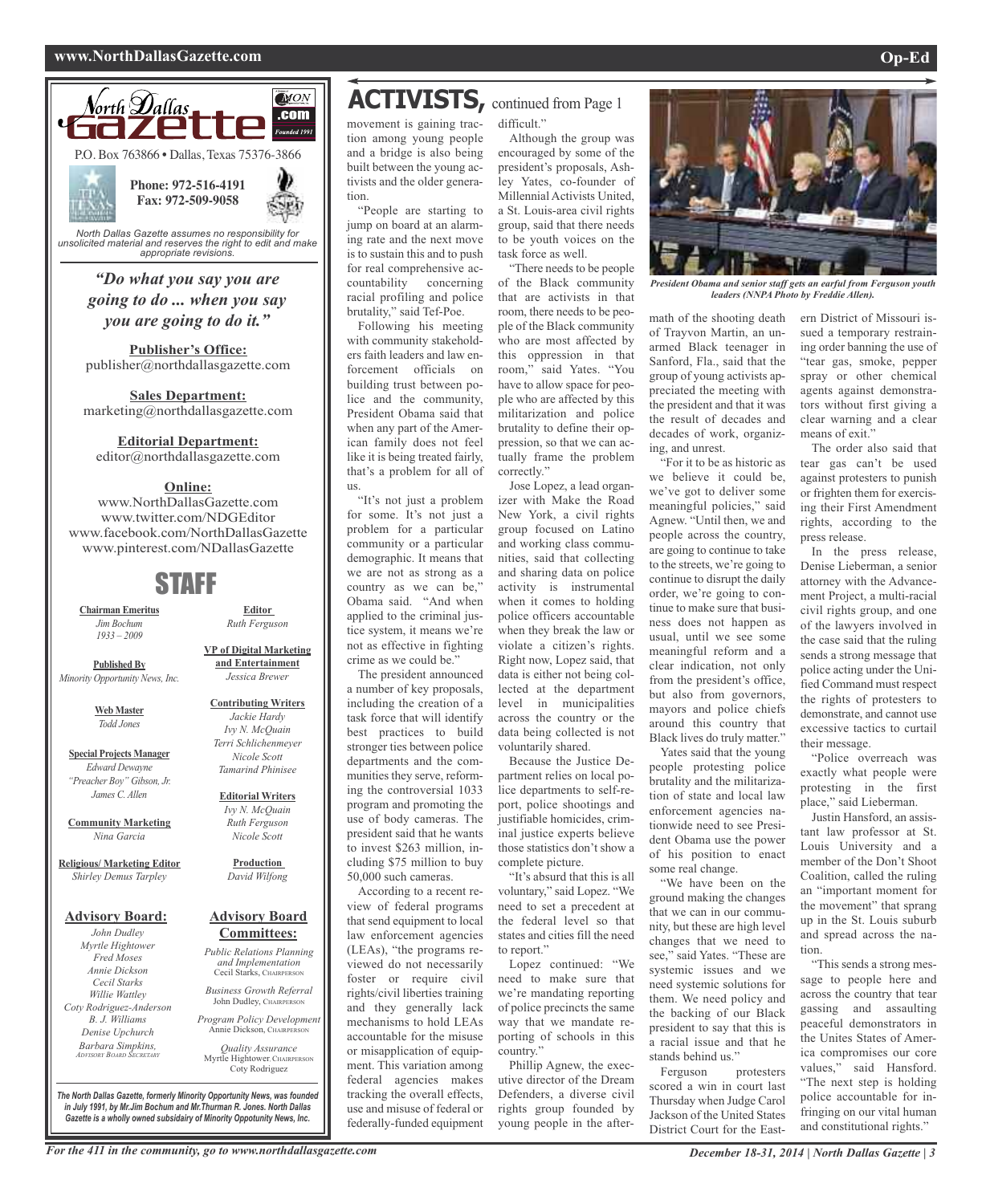North Dallas Gazette .com

P.O. Box 763866 • Dallas, Texas 75376-3866

**Phone: 972-516-4191**
**Fax: 972-509-9058**

*North Dallas Gazette assumes no responsibility for unsolicited material and reserves the right to edit and make appropriate revisions.*

***"Do what you say you are going to do ... when you say you are going to do it."***

**Publisher's Office:**
publisher@northdallasgazette.com

**Sales Department:**
marketing@northdallasgazette.com

**Editorial Department:**
editor@northdallasgazette.com

**Online:**
www.NorthDallasGazette.com
www.twitter.com/NDGEditor
www.facebook.com/NorthDallasGazette
www.pinterest.com/NDallasGazette

## STAFF

**Chairman Emeritus**
*Jim Bochum*
*1933 – 2009*

**Published By**
*Minority Opportunity News, Inc.*

**Web Master**
*Todd Jones*

**Special Projects Manager**
*Edward Dewayne "Preacher Boy" Gibson, Jr.*
*James C. Allen*

**Community Marketing**
*Nina Garcia*

**Religious/ Marketing Editor**
*Shirley Demus Tarpley*

**Editor**
*Ruth Ferguson*

**VP of Digital Marketing and Entertainment**
*Jessica Brewer*

**Contributing Writers**
*Jackie Hardy*
*Ivy N. McQuain*
*Terri Schlichenmeyer*
*Nicole Scott*
*Tamarind Phinisee*

**Editorial Writers**
*Ivy N. McQuain*
*Ruth Ferguson*
*Nicole Scott*

**Production**
*David Wilfong*

**Advisory Board:**
*John Dudley*
*Myrtle Hightower*
*Fred Moses*
*Annie Dickson*
*Cecil Starks*
*Willie Wattley*
*Coty Rodriguez-Anderson*
*B. J. Williams*
*Denise Upchurch*
*Barbara Simpkins, Advisory Board Secretary*

**Advisory Board Committees:**
*Public Relations Planning and Implementation*
Cecil Starks, Chairperson
*Business Growth Referral*
John Dudley, Chairperson
*Program Policy Development*
Annie Dickson, Chairperson
*Quality Assurance*
Myrtle Hightower, Chairperson
Coty Rodriguez

***The North Dallas Gazette, formerly Minority Opportunity News, was founded in July 1991, by Mr.Jim Bochum and Mr.Thurman R. Jones. North Dallas Gazette is a wholly owned subsidaiy of Minority Oppotunity News, Inc.***

# ACTIVISTS, continued from Page 1

movement is gaining traction among young people and a bridge is also being built between the young activists and the older generation.

"People are starting to jump on board at an alarming rate and the next move is to sustain this and to push for real comprehensive accountability concerning racial profiling and police brutality," said Tef-Poe.

Following his meeting with community stakeholders faith leaders and law enforcement officials on building trust between police and the community, President Obama said that when any part of the American family does not feel like it is being treated fairly, that's a problem for all of us.

"It's not just a problem for some. It's not just a problem for a particular community or a particular demographic. It means that we are not as strong as a country as we can be," Obama said. "And when applied to the criminal justice system, it means we're not as effective in fighting crime as we could be."

The president announced a number of key proposals, including the creation of a task force that will identify best practices to build stronger ties between police departments and the communities they serve, reforming the controversial 1033 program and promoting the use of body cameras. The president said that he wants to invest $263 million, including $75 million to buy 50,000 such cameras.

According to a recent review of federal programs that send equipment to local law enforcement agencies (LEAs), "the programs reviewed do not necessarily foster or require civil rights/civil liberties training and they generally lack mechanisms to hold LEAs accountable for the misuse or misapplication of equipment. This variation among federal agencies makes tracking the overall effects, use and misuse of federal or federally-funded equipment difficult."

Although the group was encouraged by some of the president's proposals, Ashley Yates, co-founder of Millennial Activists United, a St. Louis-area civil rights group, said that there needs to be youth voices on the task force as well.

"There needs to be people of the Black community that are activists in that room, there needs to be people of the Black community who are most affected by this oppression in that room," said Yates. "You have to allow space for people who are affected by this militarization and police brutality to define their oppression, so that we can actually frame the problem correctly."

Jose Lopez, a lead organizer with Make the Road New York, a civil rights group focused on Latino and working class communities, said that collecting and sharing data on police activity is instrumental when it comes to holding police officers accountable when they break the law or violate a citizen's rights. Right now, Lopez said, that data is either not being collected at the department level in municipalities across the country or the data being collected is not voluntarily shared.

Because the Justice Department relies on local police departments to self-report, police shootings and justifiable homicides, criminal justice experts believe those statistics don't show a complete picture.

"It's absurd that this is all voluntary," said Lopez. "We need to set a precedent at the federal level so that states and cities fill the need to report."

Lopez continued: "We need to make sure that we're mandating reporting of police precincts the same way that we mandate reporting of schools in this country."

Phillip Agnew, the executive director of the Dream Defenders, a diverse civil rights group founded by young people in the aftermath of the shooting death of Trayvon Martin, an unarmed Black teenager in Sanford, Fla., said that the group of young activists appreciated the meeting with the president and that it was the result of decades and decades of work, organizing, and unrest.

*President Obama and senior staff gets an earful from Ferguson youth leaders (NNPA Photo by Freddie Allen).*

"For it to be as historic as we believe it could be, we've got to deliver some meaningful policies," said Agnew. "Until then, we and people across the country, are going to continue to take to the streets, we're going to continue to disrupt the daily order, we're going to continue to make sure that business does not happen as usual, until we see some meaningful reform and a clear indication, not only from the president's office, but also from governors, mayors and police chiefs around this country that Black lives do truly matter."

Yates said that the young people protesting police brutality and the militarization of state and local law enforcement agencies nationwide need to see President Obama use the power of his position to enact some real change.

"We have been on the ground making the changes that we can in our community, but these are high level changes that we need to see," said Yates. "These are systemic issues and we need systemic solutions for them. We need policy and the backing of our Black president to say that this is a racial issue and that he stands behind us."

Ferguson protesters scored a win in court last Thursday when Judge Carol Jackson of the United States District Court for the Eastern District of Missouri issued a temporary restraining order banning the use of "tear gas, smoke, pepper spray or other chemical agents against demonstrators without first giving a clear warning and a clear means of exit."

The order also said that tear gas can't be used against protesters to punish or frighten them for exercising their First Amendment rights, according to the press release.

In the press release, Denise Lieberman, a senior attorney with the Advancement Project, a multi-racial civil rights group, and one of the lawyers involved in the case said that the ruling sends a strong message that police acting under the Unified Command must respect the rights of protesters to demonstrate, and cannot use excessive tactics to curtail their message.

"Police overreach was exactly what people were protesting in the first place," said Lieberman.

Justin Hansford, an assistant law professor at St. Louis University and a member of the Don't Shoot Coalition, called the ruling an "important moment for the movement" that sprang up in the St. Louis suburb and spread across the nation.

"This sends a strong message to people here and across the country that tear gassing and assaulting peaceful demonstrators in the United States of America compromises our core values," said Hansford. "The next step is holding police accountable for infringing on our vital human and constitutional rights."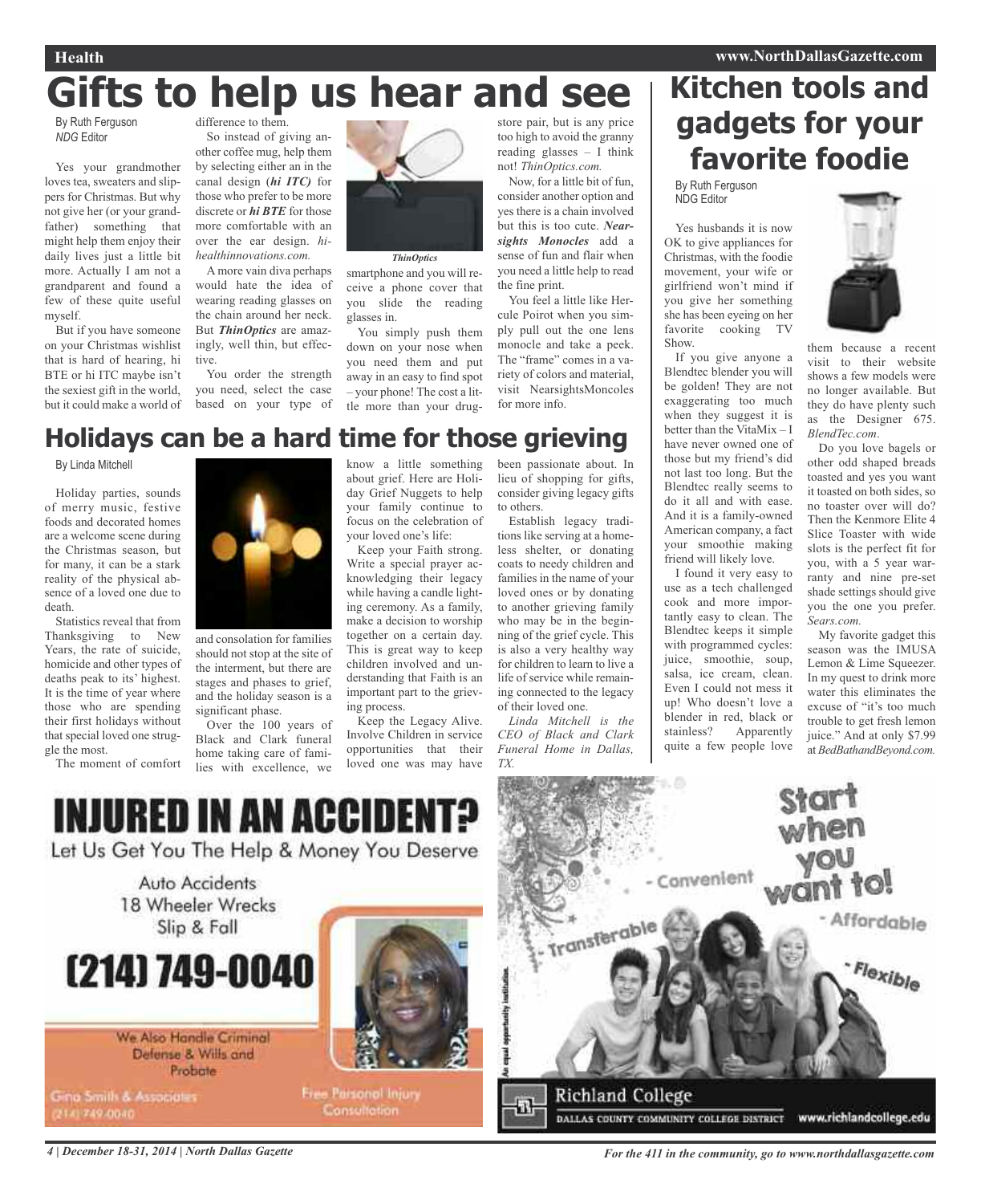# Gifts to help us hear and see

By Ruth Ferguson
*NDG* Editor

Yes your grandmother loves tea, sweaters and slippers for Christmas. But why not give her (or your grandfather) something that might help them enjoy their daily lives just a little bit more. Actually I am not a grandparent and found a few of these quite useful myself.

But if you have someone on your Christmas wishlist that is hard of hearing, hi BTE or hi ITC maybe isn't the sexiest gift in the world, but it could make a world of difference to them.

So instead of giving another coffee mug, help them by selecting either an in the canal design (***hi ITC)*** for those who prefer to be more discrete or ***hi BTE*** for those more comfortable with an over the ear design. *hi-healthinnovations.com.*

A more vain diva perhaps would hate the idea of wearing reading glasses on the chain around her neck. But ***ThinOptics*** are amazingly, well thin, but effective.

You order the strength you need, select the case based on your type of smartphone and you will receive a phone cover that you slide the reading glasses in.

***ThinOptics***

You simply push them down on your nose when you need them and put away in an easy to find spot – your phone! The cost a little more than your drugstore pair, but is any price too high to avoid the granny reading glasses – I think not! *ThinOptics.com.*

Now, for a little bit of fun, consider another option and yes there is a chain involved but this is too cute. ***Nearsights Monocles*** add a sense of fun and flair when you need a little help to read the fine print.

You feel a little like Hercule Poirot when you simply pull out the one lens monocle and take a peek. The "frame" comes in a variety of colors and material, visit NearsightsMoncoles for more info.

# Kitchen tools and gadgets for your favorite foodie

By Ruth Ferguson
NDG Editor

Yes husbands it is now OK to give appliances for Christmas, with the foodie movement, your wife or girlfriend won't mind if you give her something she has been eyeing on her favorite cooking TV Show.

If you give anyone a Blendtec blender you will be golden! They are not exaggerating too much when they suggest it is better than the VitaMix – I have never owned one of those but my friend's did not last too long. But the Blendtec really seems to do it all and with ease. And it is a family-owned American company, a fact your smoothie making friend will likely love.

I found it very easy to use as a tech challenged cook and more importantly easy to clean. The Blendtec keeps it simple with programmed cycles: juice, smoothie, soup, salsa, ice cream, clean. Even I could not mess it up! Who doesn't love a blender in red, black or stainless? Apparently quite a few people love them because a recent visit to their website shows a few models were no longer available. But they do have plenty such as the Designer 675. *BlendTec.com*.

Do you love bagels or other odd shaped breads toasted and yes you want it toasted on both sides, so no toaster over will do? Then the Kenmore Elite 4 Slice Toaster with wide slots is the perfect fit for you, with a 5 year warranty and nine pre-set shade settings should give you the one you prefer. *Sears.com.*

My favorite gadget this season was the IMUSA Lemon & Lime Squeezer. In my quest to drink more water this eliminates the excuse of "it's too much trouble to get fresh lemon juice." And at only $7.99 at *BedBathandBeyond.com.*

# Holidays can be a hard time for those grieving

By Linda Mitchell

Holiday parties, sounds of merry music, festive foods and decorated homes are a welcome scene during the Christmas season, but for many, it can be a stark reality of the physical absence of a loved one due to death.

Statistics reveal that from Thanksgiving to New Years, the rate of suicide, homicide and other types of deaths peak to its' highest. It is the time of year where those who are spending their first holidays without that special loved one struggle the most.

The moment of comfort and consolation for families should not stop at the site of the interment, but there are stages and phases to grief, and the holiday season is a significant phase.

Over the 100 years of Black and Clark funeral home taking care of families with excellence, we know a little something about grief. Here are Holiday Grief Nuggets to help your family continue to focus on the celebration of your loved one's life:

Keep your Faith strong. Write a special prayer acknowledging their legacy while having a candle lighting ceremony. As a family, make a decision to worship together on a certain day. This is great way to keep children involved and understanding that Faith is an important part to the grieving process.

Keep the Legacy Alive. Involve Children in service opportunities that their loved one was may have been passionate about. In lieu of shopping for gifts, consider giving legacy gifts to others.

Establish legacy traditions like serving at a homeless shelter, or donating coats to needy children and families in the name of your loved ones or by donating to another grieving family who may be in the beginning of the grief cycle. This is also a very healthy way for children to learn to live a life of service while remaining connected to the legacy of their loved one.

*Linda Mitchell is the CEO of Black and Clark Funeral Home in Dallas, TX.*

# INJURED IN AN ACCIDENT?

Let Us Get You The Help & Money You Deserve

Auto Accidents
18 Wheeler Wrecks
Slip & Fall

**(214) 749-0040**

We Also Handle Criminal Defense & Wills and Probate

Gina Smith & Associates
(214) 749-0040

Free Personal Injury Consultation

Start when you want to!

- Convenient
- Affordable
- Flexible
- Transferable

Richland College
DALLAS COUNTY COMMUNITY COLLEGE DISTRICT
www.richlandcollege.edu

An equal opportunity institution.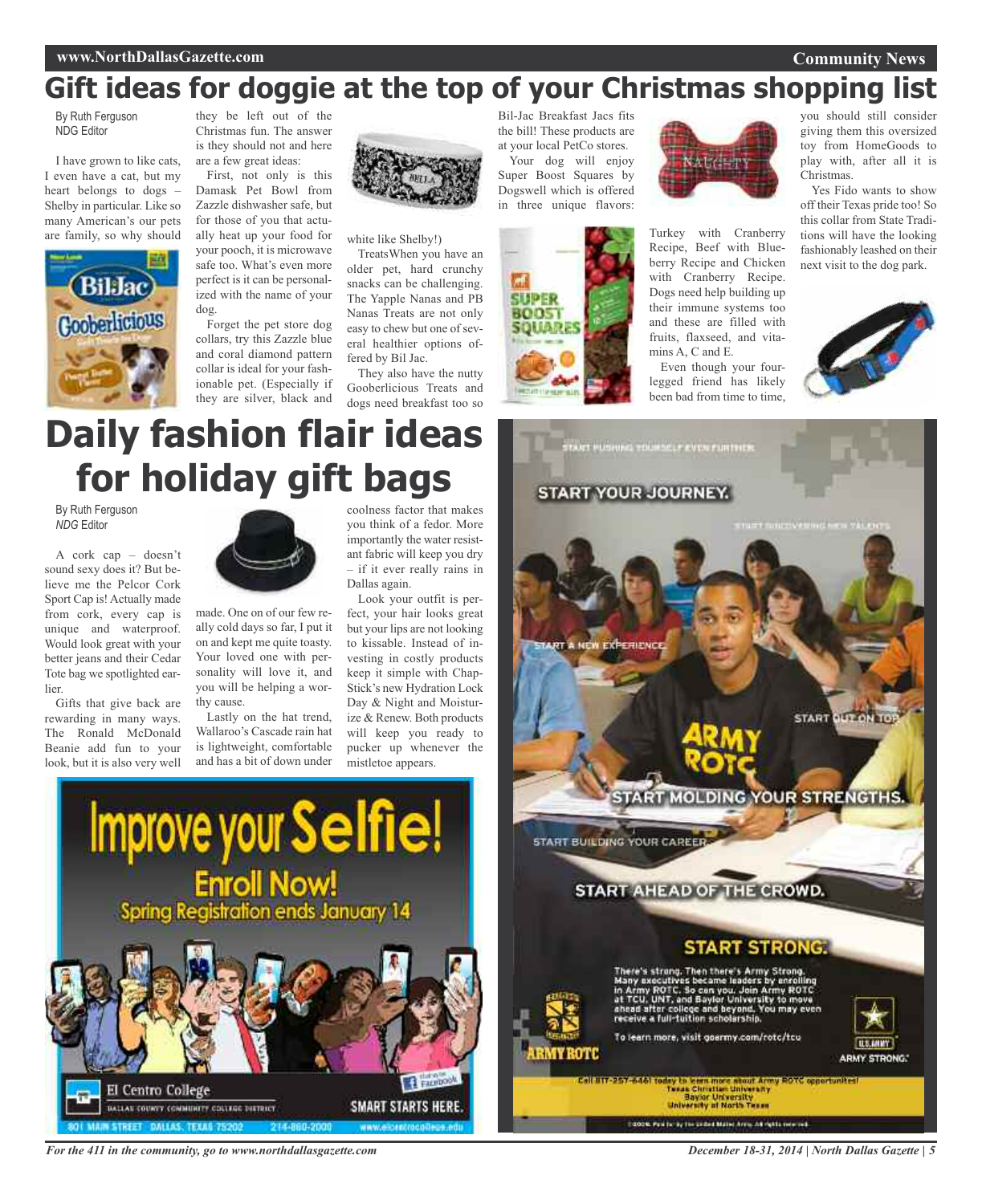# Gift ideas for doggie at the top of your Christmas shopping list

By Ruth Ferguson
NDG Editor

I have grown to like cats, I even have a cat, but my heart belongs to dogs – Shelby in particular. Like so many American's our pets are family, so why should they be left out of the Christmas fun. The answer is they should not and here are a few great ideas:

First, not only is this Damask Pet Bowl from Zazzle dishwasher safe, but for those of you that actually heat up your food for your pooch, it is microwave safe too. What's even more perfect is it can be personalized with the name of your dog.

Forget the pet store dog collars, try this Zazzle blue and coral diamond pattern collar is ideal for your fashionable pet. (Especially if they are silver, black and white like Shelby!)

TreatsWhen you have an older pet, hard crunchy snacks can be challenging. The Yapple Nanas and PB Nanas Treats are not only easy to chew but one of several healthier options offered by Bil Jac.

They also have the nutty Gooberlicious Treats and dogs need breakfast too so Bil-Jac Breakfast Jacs fits the bill! These products are at your local PetCo stores.

Your dog will enjoy Super Boost Squares by Dogswell which is offered in three unique flavors: Turkey with Cranberry Recipe, Beef with Blueberry Recipe and Chicken with Cranberry Recipe. Dogs need help building up their immune systems too and these are filled with fruits, flaxseed, and vitamins A, C and E.

Even though your four-legged friend has likely been bad from time to time, you should still consider giving them this oversized toy from HomeGoods to play with, after all it is Christmas.

Yes Fido wants to show off their Texas pride too! So this collar from State Traditions will have the looking fashionably leashed on their next visit to the dog park.

# Daily fashion flair ideas for holiday gift bags

By Ruth Ferguson
*NDG* Editor

A cork cap – doesn't sound sexy does it? But believe me the Pelcor Cork Sport Cap is! Actually made from cork, every cap is unique and waterproof. Would look great with your better jeans and their Cedar Tote bag we spotlighted earlier.

Gifts that give back are rewarding in many ways. The Ronald McDonald Beanie add fun to your look, but it is also very well made. One on of our few really cold days so far, I put it on and kept me quite toasty. Your loved one with personality will love it, and you will be helping a worthy cause.

Lastly on the hat trend, Wallaroo's Cascade rain hat is lightweight, comfortable and has a bit of down under coolness factor that makes you think of a fedor. More importantly the water resistant fabric will keep you dry – if it ever really rains in Dallas again.

Look your outfit is perfect, your hair looks great but your lips are not looking to kissable. Instead of investing in costly products keep it simple with ChapStick's new Hydration Lock Day & Night and Moisturize & Renew. Both products will keep you ready to pucker up whenever the mistletoe appears.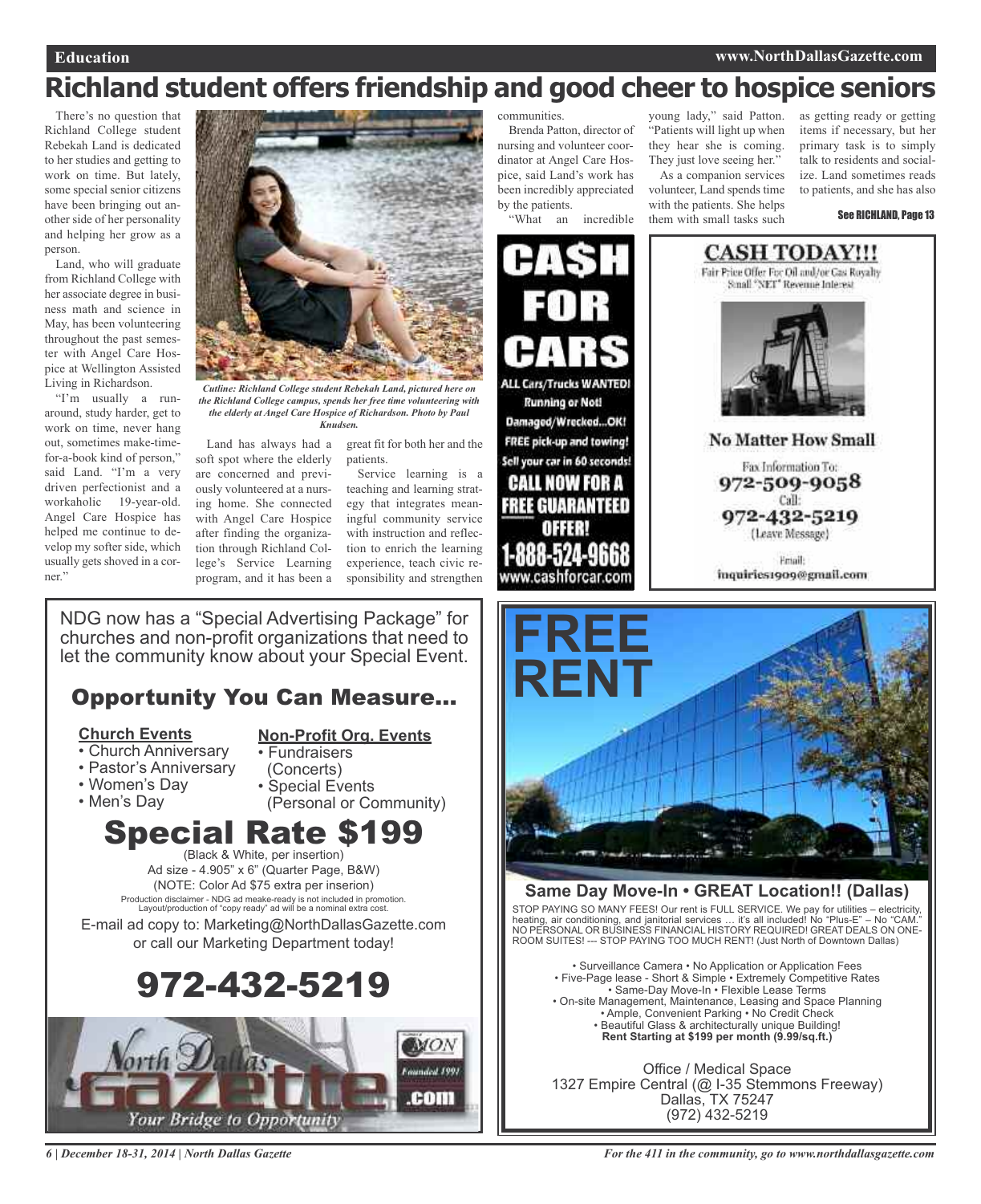# Richland student offers friendship and good cheer to hospice seniors

There's no question that Richland College student Rebekah Land is dedicated to her studies and getting to work on time. But lately, some special senior citizens have been bringing out another side of her personality and helping her grow as a person.

Land, who will graduate from Richland College with her associate degree in business math and science in May, has been volunteering throughout the past semester with Angel Care Hospice at Wellington Assisted Living in Richardson.

"I'm usually a run-around, study harder, get to work on time, never hang out, sometimes make-time-for-a-book kind of person," said Land. "I'm a very driven perfectionist and a workaholic 19-year-old. Angel Care Hospice has helped me continue to develop my softer side, which usually gets shoved in a corner."

*Cutline: Richland College student Rebekah Land, pictured here on the Richland College campus, spends her free time volunteering with the elderly at Angel Care Hospice of Richardson. Photo by Paul Knudsen.*

Land has always had a soft spot where the elderly are concerned and previously volunteered at a nursing home. She connected with Angel Care Hospice after finding the organization through Richland College's Service Learning program, and it has been a great fit for both her and the patients.

Service learning is a teaching and learning strategy that integrates meaningful community service with instruction and reflection to enrich the learning experience, teach civic responsibility and strengthen communities.

Brenda Patton, director of nursing and volunteer coordinator at Angel Care Hospice, said Land's work has been incredibly appreciated by the patients.

"What an incredible young lady," said Patton. "Patients will light up when they hear she is coming. They just love seeing her."

As a companion services volunteer, Land spends time with the patients. She helps them with small tasks such as getting ready or getting items if necessary, but her primary task is to simply talk to residents and socialize. Land sometimes reads to patients, and she has also

See RICHLAND, Page 13

---

**CA$H FOR CARS**

ALL Cars/Trucks WANTED!
Running or Not!
Damaged/Wrecked...OK!
FREE pick-up and towing!
Sell your car in 60 seconds!

**CALL NOW FOR A FREE GUARANTEED OFFER!**

**1-888-524-9668**
www.cashforcar.com

---

**CASH TODAY!!!**

Fair Price Offer For Oil and/or Gas Royalty
Small "NET" Revenue Interest

**No Matter How Small**

Fax Information To:
**972-509-9058**
Call:
**972-432-5219**
(Leave Message)

Email:
inquiries1909@gmail.com

---

NDG now has a "Special Advertising Package" for churches and non-profit organizations that need to let the community know about your Special Event.

## Opportunity You Can Measure...

**Church Events**
- Church Anniversary
- Pastor's Anniversary
- Women's Day
- Men's Day

**Non-Profit Org. Events**
- Fundraisers (Concerts)
- Special Events (Personal or Community)

## Special Rate $199

(Black & White, per insertion)
Ad size - 4.905" x 6" (Quarter Page, B&W)
(NOTE: Color Ad $75 extra per inserion)
Production disclaimer - NDG ad meake-ready is not included in promotion. Layout/production of "copy ready" ad will be a nominal extra cost.

E-mail ad copy to: Marketing@NorthDallasGazette.com or call our Marketing Department today!

## 972-432-5219

North Dallas Gazette .com — Founded 1991 — Your Bridge to Opportunity

---

# FREE RENT

**Same Day Move-In • GREAT Location!! (Dallas)**

STOP PAYING SO MANY FEES! Our rent is FULL SERVICE. We pay for utilities – electricity, heating, air conditioning, and janitorial services … it's all included! No "Plus-E" – No "CAM." NO PERSONAL OR BUSINESS FINANCIAL HISTORY REQUIRED! GREAT DEALS ON ONE-ROOM SUITES! --- STOP PAYING TOO MUCH RENT! (Just North of Downtown Dallas)

- Surveillance Camera • No Application or Application Fees
- Five-Page lease - Short & Simple • Extremely Competitive Rates
- Same-Day Move-In • Flexible Lease Terms
- On-site Management, Maintenance, Leasing and Space Planning
- Ample, Convenient Parking • No Credit Check
- Beautiful Glass & architecturally unique Building!

**Rent Starting at $199 per month (9.99/sq.ft.)**

Office / Medical Space
1327 Empire Central (@ I-35 Stemmons Freeway)
Dallas, TX 75247
(972) 432-5219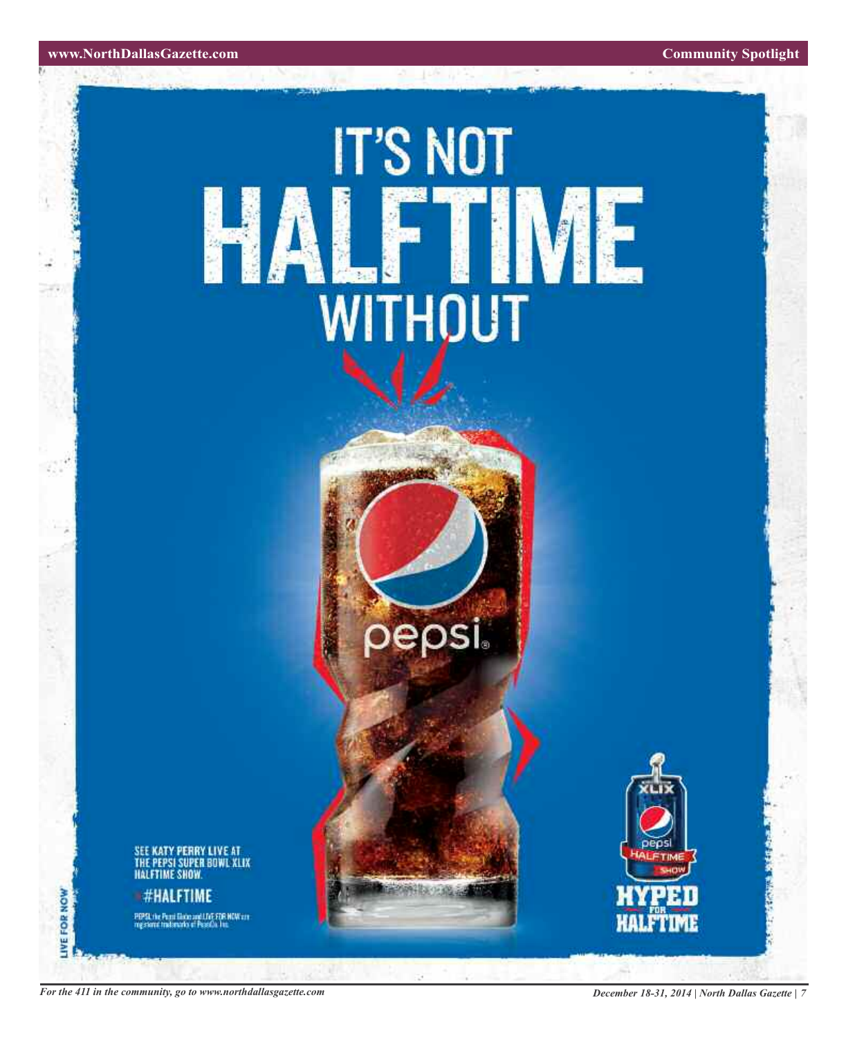# IT'S NOT HALFTIME WITHOUT

pepsi.

SEE KATY PERRY LIVE AT THE PEPSI SUPER BOWL XLIX HALFTIME SHOW.

#HALFTIME

PEPSI, the Pepsi Globe and LIVE FOR NOW are registered trademarks of PepsiCo, Inc.

LIVE FOR NOW

XLIX pepsi HALFTIME SHOW

HYPED FOR HALFTIME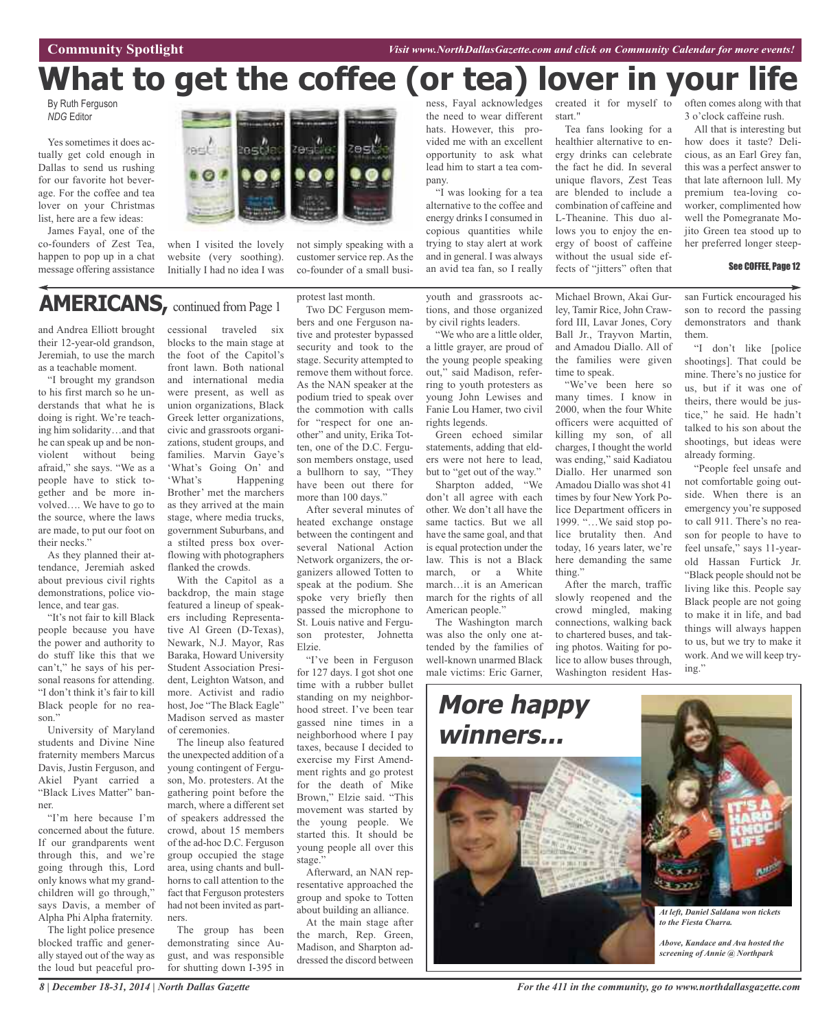Community Spotlight

*Visit www.NorthDallasGazette.com and click on Community Calendar for more events!*

# What to get the coffee (or tea) lover in your life

By Ruth Ferguson
*NDG* Editor

Yes sometimes it does actually get cold enough in Dallas to send us rushing for our favorite hot beverage. For the coffee and tea lover on your Christmas list, here are a few ideas:

James Fayal, one of the co-founders of Zest Tea, happen to pop up in a chat message offering assistance when I visited the lovely website (very soothing). Initially I had no idea I was not simply speaking with a customer service rep. As the co-founder of a small business, Fayal acknowledges the need to wear different hats. However, this provided me with an excellent opportunity to ask what lead him to start a tea company.

"I was looking for a tea alternative to the coffee and energy drinks I consumed in copious quantities while trying to stay alert at work and in general. I was always an avid tea fan, so I really created it for myself to start."

Tea fans looking for a healthier alternative to energy drinks can celebrate the fact he did. In several unique flavors, Zest Teas are blended to include a combination of caffeine and L-Theanine. This duo allows you to enjoy the energy of boost of caffeine without the usual side effects of "jitters" often that often comes along with that 3 o'clock caffeine rush.

All that is interesting but how does it taste? Delicious, as an Earl Grey fan, this was a perfect answer to that late afternoon lull. My premium tea-loving coworker, complimented how well the Pomegranate Mojito Green tea stood up to her preferred longer steep-

**See COFFEE, Page 12**

## AMERICANS, continued from Page 1

and Andrea Elliott brought their 12-year-old grandson, Jeremiah, to use the march as a teachable moment.

"I brought my grandson to his first march so he understands that what he is doing is right. We're teaching him solidarity…and that he can speak up and be nonviolent without being afraid," she says. "We as a people have to stick together and be more involved…. We have to go to the source, where the laws are made, to put our foot on their necks."

As they planned their attendance, Jeremiah asked about previous civil rights demonstrations, police violence, and tear gas.

"It's not fair to kill Black people because you have the power and authority to do stuff like this that we can't," he says of his personal reasons for attending. "I don't think it's fair to kill Black people for no reason."

University of Maryland students and Divine Nine fraternity members Marcus Davis, Justin Ferguson, and Akiel Pyant carried a "Black Lives Matter" banner.

"I'm here because I'm concerned about the future. If our grandparents went through this, and we're going through this, Lord only knows what my grandchildren will go through," says Davis, a member of Alpha Phi Alpha fraternity.

The light police presence blocked traffic and generally stayed out of the way as the loud but peaceful processional traveled six blocks to the main stage at the foot of the Capitol's front lawn. Both national and international media were present, as well as union organizations, Black Greek letter organizations, civic and grassroots organizations, student groups, and families. Marvin Gaye's 'What's Going On' and 'What's Happening Brother' met the marchers as they arrived at the main stage, where media trucks, government Suburbans, and a stilted press box overflowing with photographers flanked the crowds.

With the Capitol as a backdrop, the main stage featured a lineup of speakers including Representative Al Green (D-Texas), Newark, N.J. Mayor, Ras Baraka, Howard University Student Association President, Leighton Watson, and more. Activist and radio host, Joe "The Black Eagle" Madison served as master of ceremonies.

The lineup also featured the unexpected addition of a young contingent of Ferguson, Mo. protesters. At the gathering point before the march, where a different set of speakers addressed the crowd, about 15 members of the ad-hoc D.C. Ferguson group occupied the stage area, using chants and bullhorns to call attention to the fact that Ferguson protesters had not been invited as partners.

The group has been demonstrating since August, and was responsible for shutting down I-395 in protest last month.

Two DC Ferguson members and one Ferguson native and protester bypassed security and took to the stage. Security attempted to remove them without force. As the NAN speaker at the podium tried to speak over the commotion with calls for "respect for one another" and unity, Erika Totten, one of the D.C. Ferguson members onstage, used a bullhorn to say, "They have been out there for more than 100 days."

After several minutes of heated exchange onstage between the contingent and several National Action Network organizers, the organizers allowed Totten to speak at the podium. She spoke very briefly then passed the microphone to St. Louis native and Ferguson protester, Johnetta Elzie.

"I've been in Ferguson for 127 days. I got shot one time with a rubber bullet standing on my neighborhood street. I've been tear gassed nine times in a neighborhood where I pay taxes, because I decided to exercise my First Amendment rights and go protest for the death of Mike Brown," Elzie said. "This movement was started by the young people. We started this. It should be young people all over this stage."

Afterward, an NAN representative approached the group and spoke to Totten about building an alliance.

At the main stage after the march, Rep. Green, Madison, and Sharpton addressed the discord between youth and grassroots actions, and those organized by civil rights leaders.

"We who are a little older, a little grayer, are proud of the young people speaking out," said Madison, referring to youth protesters as young John Lewises and Fanie Lou Hamer, two civil rights legends.

Green echoed similar statements, adding that elders were not here to lead, but to "get out of the way."

Sharpton added, "We don't all agree with each other. We don't all have the same tactics. But we all have the same goal, and that is equal protection under the law. This is not a Black march, or a White march…it is an American march for the rights of all American people."

The Washington march was also the only one attended by the families of well-known unarmed Black male victims: Eric Garner, Michael Brown, Akai Gurley, Tamir Rice, John Crawford III, Lavar Jones, Cory Ball Jr., Trayvon Martin, and Amadou Diallo. All of the families were given time to speak.

"We've been here so many times. I know in 2000, when the four White officers were acquitted of killing my son, of all charges, I thought the world was ending," said Kadiatou Diallo. Her unarmed son Amadou Diallo was shot 41 times by four New York Police Department officers in 1999. "…We said stop police brutality then. And today, 16 years later, we're here demanding the same thing."

After the march, traffic slowly reopened and the crowd mingled, making connections, walking back to chartered buses, and taking photos. Waiting for police to allow buses through, Washington resident Hassan Furtick encouraged his son to record the passing demonstrators and thank them.

"I don't like [police shootings]. That could be mine. There's no justice for us, but if it was one of theirs, there would be justice," he said. He hadn't talked to his son about the shootings, but ideas were already forming.

"People feel unsafe and not comfortable going outside. When there is an emergency you're supposed to call 911. There's no reason for people to have to feel unsafe," says 11-year-old Hassan Furtick Jr. "Black people should not be living like this. People say Black people are not going to make it in life, and bad things will always happen to us, but we try to make it work. And we will keep trying."

## *More happy winners...*

*At left, Daniel Saldana won tickets to the Fiesta Charra.*

*Above, Kandace and Ava hosted the screening of Annie @ Northpark*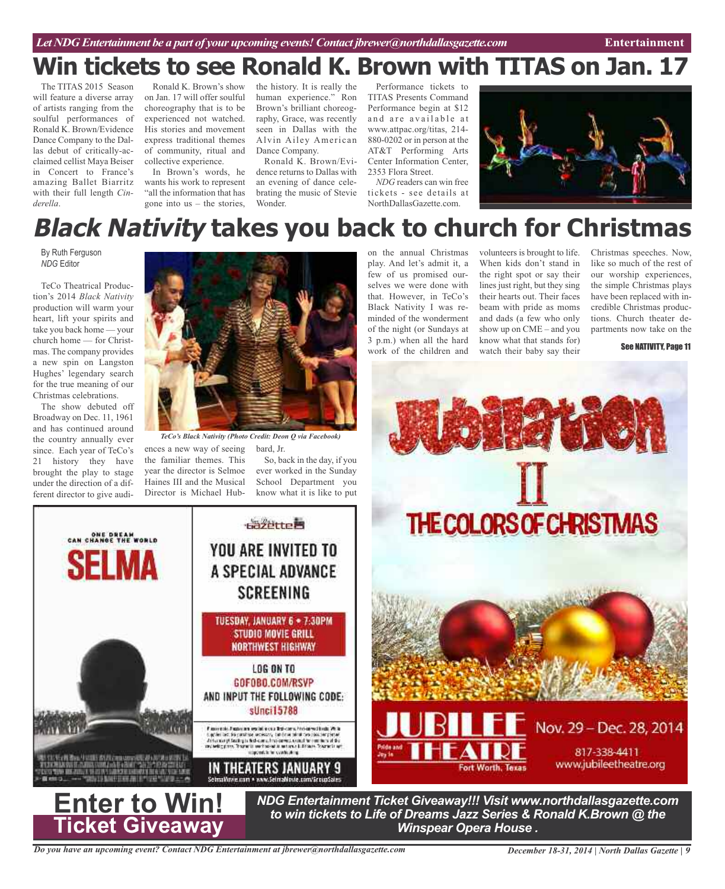# Win tickets to see Ronald K. Brown with TITAS on Jan. 17

The TITAS 2015 Season will feature a diverse array of artists ranging from the soulful performances of Ronald K. Brown/Evidence Dance Company to the Dallas debut of critically-acclaimed cellist Maya Beiser in Concert to France's amazing Ballet Biarritz with their full length *Cinderella*.

Ronald K. Brown's show on Jan. 17 will offer soulful choreography that is to be experienced not watched. His stories and movement express traditional themes of community, ritual and collective experience.

In Brown's words, he wants his work to represent "all the information that has gone into us – the stories, the history. It is really the human experience." Ron Brown's brilliant choreography, Grace, was recently seen in Dallas with the Alvin Ailey American Dance Company.

Ronald K. Brown/Evidence returns to Dallas with an evening of dance celebrating the music of Stevie Wonder.

Performance tickets to TITAS Presents Command Performance begin at $12 and are available at www.attpac.org/titas, 214-880-0202 or in person at the AT&T Performing Arts Center Information Center, 2353 Flora Street.

*NDG* readers can win free tickets - see details at NorthDallasGazette.com.

# *Black Nativity* takes you back to church for Christmas

By Ruth Ferguson
*NDG* Editor

TeCo Theatrical Production's 2014 *Black Nativity* production will warm your heart, lift your spirits and take you back home — your church home — for Christmas. The company provides a new spin on Langston Hughes' legendary search for the true meaning of our Christmas celebrations.

The show debuted off Broadway on Dec. 11, 1961 and has continued around the country annually ever since. Each year of TeCo's 21 history they have brought the play to stage under the direction of a different director to give audiences a new way of seeing the familiar themes. This year the director is Selmoe Haines III and the Musical Director is Michael Hubbard, Jr.

*TeCo's Black Nativity (Photo Credit: Deon Q via Facebook)*

So, back in the day, if you ever worked in the Sunday School Department you know what it is like to put on the annual Christmas play. And let's admit it, a few of us promised ourselves we were done with that. However, in TeCo's Black Nativity I was reminded of the wonderment of the night (or Sundays at 3 p.m.) when all the hard work of the children and volunteers is brought to life. When kids don't stand in the right spot or say their lines just right, but they sing their hearts out. Their faces beam with pride as moms and dads (a few who only show up on CME – and you know what that stands for) watch their baby say their Christmas speeches. Now, like so much of the rest of our worship experiences, the simple Christmas plays have been replaced with incredible Christmas productions. Church theater departments now take on the

See NATIVITY, Page 11

ONE DREAM CAN CHANGE THE WORLD

SELMA

Gazette

YOU ARE INVITED TO A SPECIAL ADVANCE SCREENING

TUESDAY, JANUARY 6 • 7:30PM
STUDIO MOVIE GRILL
NORTHWEST HIGHWAY

LOG ON TO
GOFOBO.COM/RSVP
AND INPUT THE FOLLOWING CODE:
sUnci15788

IN THEATERS JANUARY 9

Jubilation II
THE COLORS OF CHRISTMAS

JUBILEE THEATRE
Pride and Joy in Fort Worth, Texas

Nov. 29 – Dec. 28, 2014
817-338-4411
www.jubileetheatre.org

**Enter to Win! Ticket Giveaway**

***NDG Entertainment Ticket Giveaway!!! Visit www.northdallasgazette.com to win tickets to Life of Dreams Jazz Series & Ronald K.Brown @ the Winspear Opera House .***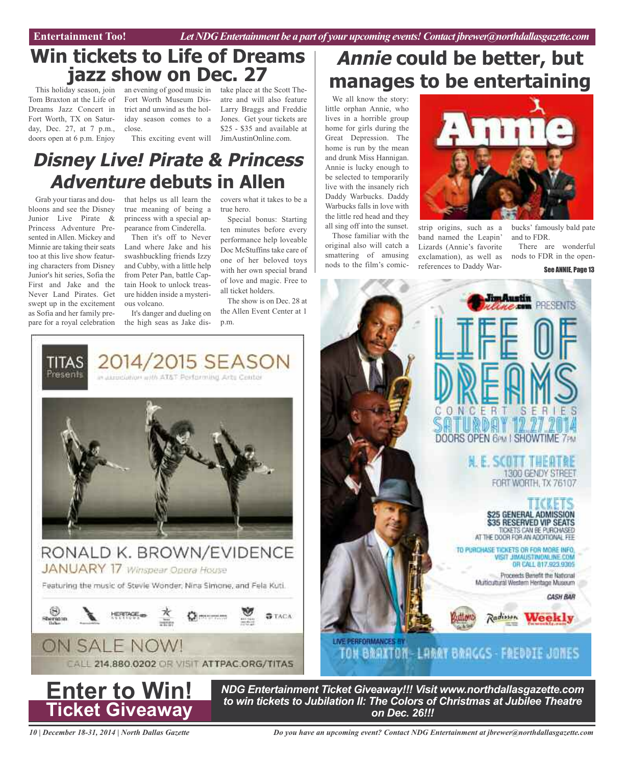# Win tickets to Life of Dreams jazz show on Dec. 27

This holiday season, join Tom Braxton at the Life of Dreams Jazz Concert in Fort Worth, TX on Saturday, Dec. 27, at 7 p.m., doors open at 6 p.m. Enjoy an evening of good music in Fort Worth Museum District and unwind as the holiday season comes to a close.

This exciting event will take place at the Scott Theatre and will also feature Larry Braggs and Freddie Jones. Get your tickets are $25 - $35 and available at JimAustinOnline.com.

# *Disney Live! Pirate & Princess Adventure* debuts in Allen

Grab your tiaras and doubloons and see the Disney Junior Live Pirate & Princess Adventure Presented in Allen. Mickey and Minnie are taking their seats too at this live show featuring characters from Disney Junior's hit series, Sofia the First and Jake and the Never Land Pirates. Get swept up in the excitement as Sofia and her family prepare for a royal celebration that helps us all learn the true meaning of being a princess with a special appearance from Cinderella.

Then it's off to Never Land where Jake and his swashbuckling friends Izzy and Cubby, with a little help from Peter Pan, battle Captain Hook to unlock treasure hidden inside a mysterious volcano.

It's danger and dueling on the high seas as Jake discovers what it takes to be a true hero.

Special bonus: Starting ten minutes before every performance help loveable Doc McStuffins take care of one of her beloved toys with her own special brand of love and magic. Free to all ticket holders.

The show is on Dec. 28 at the Allen Event Center at 1 p.m.

# *Annie* could be better, but manages to be entertaining

We all know the story: little orphan Annie, who lives in a horrible group home for girls during the Great Depression. The home is run by the mean and drunk Miss Hannigan. Annie is lucky enough to be selected to temporarily live with the insanely rich Daddy Warbucks. Daddy Warbucks falls in love with the little red head and they all sing off into the sunset.

Those familiar with the original also will catch a smattering of amusing nods to the film's comic-strip origins, such as a band named the Leapin' Lizards (Annie's favorite exclamation), as well as references to Daddy Warbucks' famously bald pate and to FDR.

There are wonderful nods to FDR in the open-

See ANNIE, Page 13

TITAS Presents 2014/2015 SEASON in association with AT&T Performing Arts Center

RONALD K. BROWN/EVIDENCE

JANUARY 17 Winspear Opera House

Featuring the music of Stevie Wonder, Nina Simone, and Fela Kuti.

ON SALE NOW!

CALL 214.880.0202 OR VISIT ATTPAC.ORG/TITAS

JimAustinOnline.com PRESENTS

LIFE OF DREAMS CONCERT SERIES

SATURDAY 12.27.2014

DOORS OPEN 6PM | SHOWTIME 7PM

W. E. SCOTT THEATRE
1300 GENDY STREET
FORT WORTH, TX 76107

TICKETS
$25 GENERAL ADMISSION
$35 RESERVED VIP SEATS
TICKETS CAN BE PURCHASED AT THE DOOR FOR AN ADDITIONAL FEE

TO PURCHASE TICKETS OR FOR MORE INFO, VISIT JIMAUSTINONLINE.COM OR CALL 817.923.9305

Proceeds Benefit the National Multicultural Western Heritage Museum

CASH BAR

LIVE PERFORMANCES BY
TOM BRAXTON - LARRY BRAGGS - FREDDIE JONES

## Enter to Win! Ticket Giveaway

***NDG Entertainment Ticket Giveaway!!! Visit www.northdallasgazette.com to win tickets to Jubilation II: The Colors of Christmas at Jubilee Theatre on Dec. 26!!!***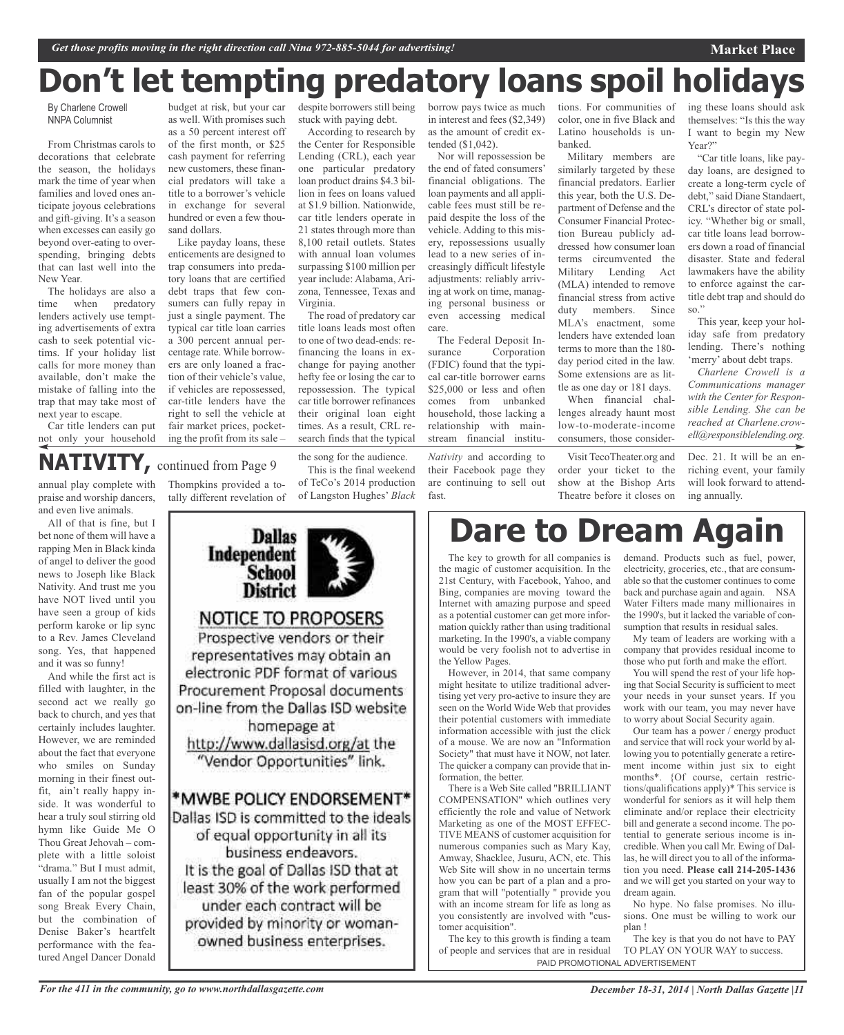# Don't let tempting predatory loans spoil holidays

By Charlene Crowell
NNPA Columnist

From Christmas carols to decorations that celebrate the season, the holidays mark the time of year when families and loved ones anticipate joyous celebrations and gift-giving. It's a season when excesses can easily go beyond over-eating to overspending, bringing debts that can last well into the New Year.

The holidays are also a time when predatory lenders actively use tempting advertisements of extra cash to seek potential victims. If your holiday list calls for more money than available, don't make the mistake of falling into the trap that may take most of next year to escape.

Car title lenders can put not only your household budget at risk, but your car as well. With promises such as a 50 percent interest off of the first month, or $25 cash payment for referring new customers, these financial predators will take a title to a borrower's vehicle in exchange for several hundred or even a few thousand dollars.

Like payday loans, these enticements are designed to trap consumers into predatory loans that are certified debt traps that few consumers can fully repay in just a single payment. The typical car title loan carries a 300 percent annual percentage rate. While borrowers are only loaned a fraction of their vehicle's value, if vehicles are repossessed, car-title lenders have the right to sell the vehicle at fair market prices, pocketing the profit from its sale – despite borrowers still being stuck with paying debt.

According to research by the Center for Responsible Lending (CRL), each year one particular predatory loan product drains $4.3 billion in fees on loans valued at $1.9 billion. Nationwide, car title lenders operate in 21 states through more than 8,100 retail outlets. States with annual loan volumes surpassing $100 million per year include: Alabama, Arizona, Tennessee, Texas and Virginia.

The road of predatory car title loans leads most often to one of two dead-ends: refinancing the loans in exchange for paying another hefty fee or losing the car to repossession. The typical car title borrower refinances their original loan eight times. As a result, CRL research finds that the typical borrow pays twice as much in interest and fees ($2,349) as the amount of credit extended ($1,042).

Nor will repossession be the end of fated consumers' financial obligations. The loan payments and all applicable fees must still be repaid despite the loss of the vehicle. Adding to this misery, repossessions usually lead to a new series of increasingly difficult lifestyle adjustments: reliably arriving at work on time, managing personal business or even accessing medical care.

The Federal Deposit Insurance Corporation (FDIC) found that the typical car-title borrower earns $25,000 or less and often comes from unbanked household, those lacking a relationship with mainstream financial institutions. For communities of color, one in five Black and Latino households is unbanked.

Military members are similarly targeted by these financial predators. Earlier this year, both the U.S. Department of Defense and the Consumer Financial Protection Bureau publicly addressed how consumer loan terms circumvented the Military Lending Act (MLA) intended to remove financial stress from active duty members. Since MLA's enactment, some lenders have extended loan terms to more than the 180-day period cited in the law. Some extensions are as little as one day or 181 days.

When financial challenges already haunt most low-to-moderate-income consumers, those considering these loans should ask themselves: "Is this the way I want to begin my New Year?"

"Car title loans, like payday loans, are designed to create a long-term cycle of debt," said Diane Standaert, CRL's director of state policy. "Whether big or small, car title loans lead borrowers down a road of financial disaster. State and federal lawmakers have the ability to enforce against the car-title debt trap and should do so."

This year, keep your holiday safe from predatory lending. There's nothing 'merry' about debt traps.

*Charlene Crowell is a Communications manager with the Center for Responsible Lending. She can be reached at Charlene.crowell@responsiblelending.org.*

## NATIVITY, continued from Page 9

annual play complete with praise and worship dancers, and even live animals.

All of that is fine, but I bet none of them will have a rapping Men in Black kinda of angel to deliver the good news to Joseph like Black Nativity. And trust me you have NOT lived until you have seen a group of kids perform karoke or lip sync to a Rev. James Cleveland song. Yes, that happened and it was so funny!

And while the first act is filled with laughter, in the second act we really go back to church, and yes that certainly includes laughter. However, we are reminded about the fact that everyone who smiles on Sunday morning in their finest outfit, ain't really happy inside. It was wonderful to hear a truly soul stirring old hymn like Guide Me O Thou Great Jehovah – complete with a little soloist "drama." But I must admit, usually I am not the biggest fan of the popular gospel song Break Every Chain, but the combination of Denise Baker's heartfelt performance with the featured Angel Dancer Donald Thompkins provided a totally different revelation of the song for the audience.

This is the final weekend of TeCo's 2014 production of Langston Hughes' *Black Nativity* and according to their Facebook page they are continuing to sell out fast.

Visit TecoTheater.org and order your ticket to the show at the Bishop Arts Theatre before it closes on Dec. 21. It will be an enriching event, your family will look forward to attending annually.

**Dallas Independent School District**

**NOTICE TO PROPOSERS**

Prospective vendors or their representatives may obtain an electronic PDF format of various Procurement Proposal documents on-line from the Dallas ISD website homepage at http://www.dallasisd.org/at the "Vendor Opportunities" link.

**\*MWBE POLICY ENDORSEMENT\***

Dallas ISD is committed to the ideals of equal opportunity in all its business endeavors.
It is the goal of Dallas ISD that at least 30% of the work performed under each contract will be provided by minority or woman-owned business enterprises.

# Dare to Dream Again

The key to growth for all companies is the magic of customer acquisition. In the 21st Century, with Facebook, Yahoo, and Bing, companies are moving toward the Internet with amazing purpose and speed as a potential customer can get more information quickly rather than using traditional marketing. In the 1990's, a viable company would be very foolish not to advertise in the Yellow Pages.

However, in 2014, that same company might hesitate to utilize traditional advertising yet very pro-active to insure they are seen on the World Wide Web that provides their potential customers with immediate information accessible with just the click of a mouse. We are now an "Information Society" that must have it NOW, not later. The quicker a company can provide that information, the better.

There is a Web Site called "BRILLIANT COMPENSATION" which outlines very efficiently the role and value of Network Marketing as one of the MOST EFFECTIVE MEANS of customer acquisition for numerous companies such as Mary Kay, Amway, Shacklee, Jusuru, ACN, etc. This Web Site will show in no uncertain terms how you can be part of a plan and a program that will "potentially " provide you with an income stream for life as long as you consistently are involved with "customer acquisition".

The key to this growth is finding a team of people and services that are in residual demand. Products such as fuel, power, electricity, groceries, etc., that are consumable so that the customer continues to come back and purchase again and again. NSA Water Filters made many millionaires in the 1990's, but it lacked the variable of consumption that results in residual sales.

My team of leaders are working with a company that provides residual income to those who put forth and make the effort.

You will spend the rest of your life hoping that Social Security is sufficient to meet your needs in your sunset years. If you work with our team, you may never have to worry about Social Security again.

Our team has a power / energy product and service that will rock your world by allowing you to potentially generate a retirement income within just six to eight months\*. {Of course, certain restrictions/qualifications apply)\* This service is wonderful for seniors as it will help them eliminate and/or replace their electricity bill and generate a second income. The potential to generate serious income is incredible. When you call Mr. Ewing of Dallas, he will direct you to all of the information you need. **Please call 214-205-1436** and we will get you started on your way to dream again.

No hype. No false promises. No illusions. One must be willing to work our plan !

The key is that you do not have to PAY TO PLAY ON YOUR WAY to success.

PAID PROMOTIONAL ADVERTISEMENT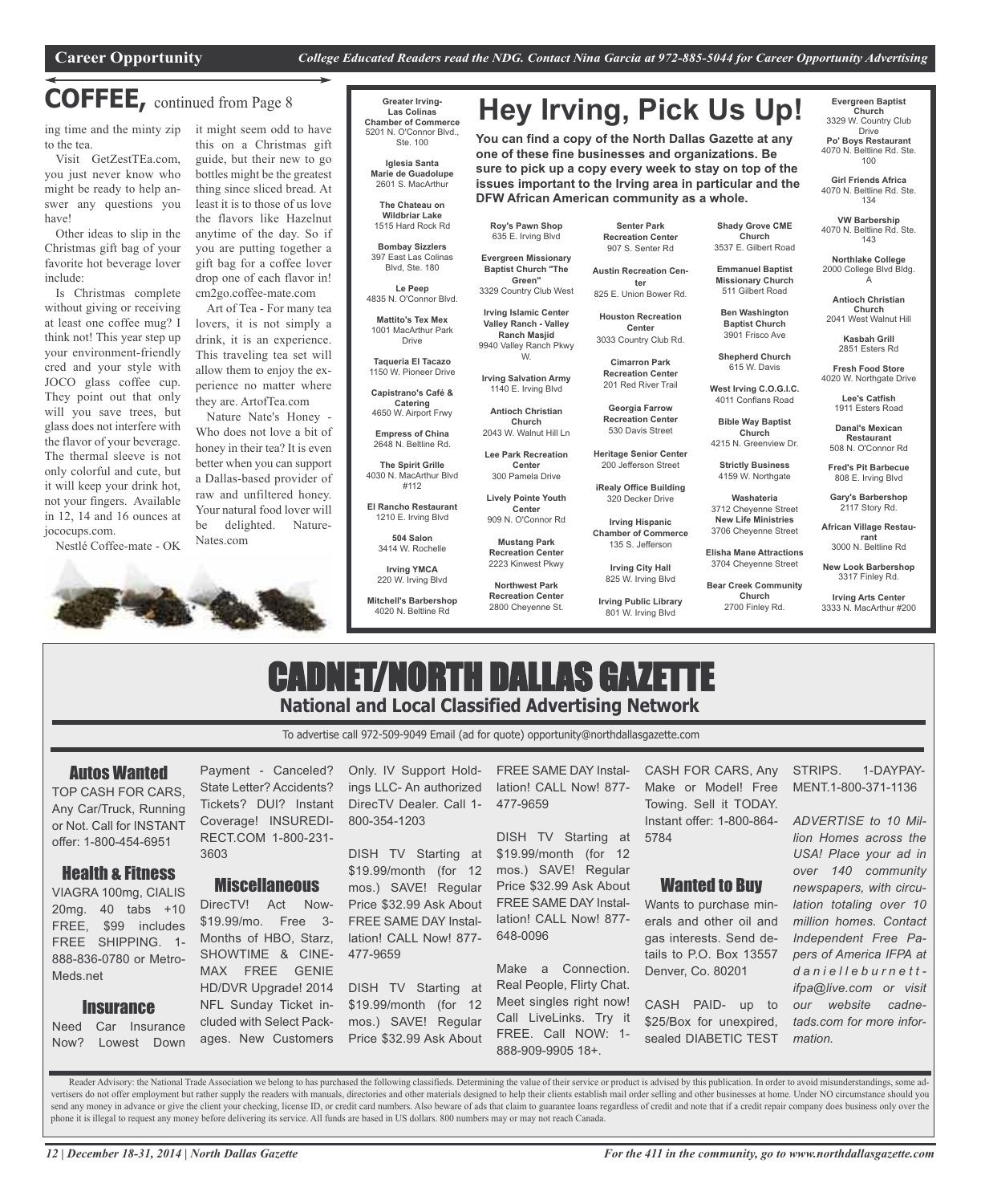**Career Opportunity** *College Educated Readers read the NDG. Contact Nina Garcia at 972-885-5044 for Career Opportunity Advertising*

## COFFEE, continued from Page 8

ing time and the minty zip to the tea.

Visit GetZestTEa.com, you just never know who might be ready to help answer any questions you have!

Other ideas to slip in the Christmas gift bag of your favorite hot beverage lover include:

Is Christmas complete without giving or receiving at least one coffee mug? I think not! This year step up your environment-friendly cred and your style with JOCO glass coffee cup. They point out that only will you save trees, but glass does not interfere with the flavor of your beverage. The thermal sleeve is not only colorful and cute, but it will keep your drink hot, not your fingers. Available in 12, 14 and 16 ounces at jococups.com.

Nestlé Coffee-mate - OK it might seem odd to have this on a Christmas gift guide, but their new to go bottles might be the greatest thing since sliced bread. At least it is to those of us love the flavors like Hazelnut anytime of the day. So if you are putting together a gift bag for a coffee lover drop one of each flavor in! cm2go.coffee-mate.com

Art of Tea - For many tea lovers, it is not simply a drink, it is an experience. This traveling tea set will allow them to enjoy the experience no matter where they are. ArtofTea.com

Nature Nate's Honey - Who does not love a bit of honey in their tea? It is even better when you can support a Dallas-based provider of raw and unfiltered honey. Your natural food lover will be delighted. Nature-Nates.com

## Hey Irving, Pick Us Up!

**You can find a copy of the North Dallas Gazette at any one of these fine businesses and organizations. Be sure to pick up a copy every week to stay on top of the issues important to the Irving area in particular and the DFW African American community as a whole.**

**Greater Irving-Las Colinas Chamber of Commerce**
5201 N. O'Connor Blvd., Ste. 100

**Iglesia Santa Marie de Guadolupe**
2601 S. MacArthur

**The Chateau on Wildbriar Lake**
1515 Hard Rock Rd

**Bombay Sizzlers**
397 East Las Colinas Blvd, Ste. 180

**Le Peep**
4835 N. O'Connor Blvd.

**Mattito's Tex Mex**
1001 MacArthur Park Drive

**Taqueria El Tacazo**
1150 W. Pioneer Drive

**Capistrano's Café & Catering**
4650 W. Airport Frwy

**Empress of China**
2648 N. Beltline Rd.

**The Spirit Grille**
4030 N. MacArthur Blvd #112

**El Rancho Restaurant**
1210 E. Irving Blvd

**504 Salon**
3414 W. Rochelle

**Irving YMCA**
220 W. Irving Blvd

**Mitchell's Barbershop**
4020 N. Beltline Rd

**Roy's Pawn Shop**
635 E. Irving Blvd

**Evergreen Missionary Baptist Church "The Green"**
3329 Country Club West

**Irving Islamic Center Valley Ranch - Valley Ranch Masjid**
9940 Valley Ranch Pkwy W.

**Irving Salvation Army**
1140 E. Irving Blvd

**Antioch Christian Church**
2043 W. Walnut Hill Ln

**Lee Park Recreation Center**
300 Pamela Drive

**Lively Pointe Youth Center**
909 N. O'Connor Rd

**Mustang Park Recreation Center**
2223 Kinwest Pkwy

**Northwest Park Recreation Center**
2800 Cheyenne St.

**Senter Park Recreation Center**
907 S. Senter Rd

**Austin Recreation Center**
825 E. Union Bower Rd.

**Houston Recreation Center**
3033 Country Club Rd.

**Cimarron Park Recreation Center**
201 Red River Trail

**Georgia Farrow Recreation Center**
530 Davis Street

**Heritage Senior Center**
200 Jefferson Street

**iRealy Office Building**
320 Decker Drive

**Irving Hispanic Chamber of Commerce**
135 S. Jefferson

**Irving City Hall**
825 W. Irving Blvd

**Irving Public Library**
801 W. Irving Blvd

**Shady Grove CME Church**
3537 E. Gilbert Road

**Emmanuel Baptist Missionary Church**
511 Gilbert Road

**Ben Washington Baptist Church**
3901 Frisco Ave

**Shepherd Church**
615 W. Davis

**West Irving C.O.G.I.C.**
4011 Conflans Road

**Bible Way Baptist Church**
4215 N. Greenview Dr.

**Strictly Business**
4159 W. Northgate

**Washateria**
3712 Cheyenne Street

**New Life Ministries**
3706 Cheyenne Street

**Elisha Mane Attractions**
3704 Cheyenne Street

**Bear Creek Community Church**
2700 Finley Rd.

**Evergreen Baptist Church**
3329 W. Country Club Drive

**Po' Boys Restaurant**
4070 N. Beltline Rd. Ste. 100

**Girl Friends Africa**
4070 N. Beltline Rd. Ste. 134

**VW Barbership**
4070 N. Beltline Rd. Ste. 143

**Northlake College**
2000 College Blvd Bldg. A

**Antioch Christian Church**
2041 West Walnut Hill

**Kasbah Grill**
2851 Esters Rd

**Fresh Food Store**
4020 W. Northgate Drive

**Lee's Catfish**
1911 Esters Road

**Danal's Mexican Restaurant**
508 N. O'Connor Rd

**Fred's Pit Barbecue**
808 E. Irving Blvd

**Gary's Barbershop**
2117 Story Rd.

**African Village Restaurant**
3000 N. Beltline Rd

**New Look Barbershop**
3317 Finley Rd.

**Irving Arts Center**
3333 N. MacArthur #200

# CADNET/NORTH DALLAS GAZETTE

**National and Local Classified Advertising Network**

To advertise call 972-509-9049 Email (ad for quote) opportunity@northdallasgazette.com

### Autos Wanted

TOP CASH FOR CARS, Any Car/Truck, Running or Not. Call for INSTANT offer: 1-800-454-6951

### Health & Fitness

VIAGRA 100mg, CIALIS 20mg. 40 tabs +10 FREE, $99 includes FREE SHIPPING. 1-888-836-0780 or Metro-Meds.net

### Insurance

Need Car Insurance Now? Lowest Down Payment - Canceled? State Letter? Accidents? Tickets? DUI? Instant Coverage! INSUREDIRECT.COM 1-800-231-3603

### Miscellaneous

DirecTV! Act Now- $19.99/mo. Free 3-Months of HBO, Starz, SHOWTIME & CINEMAX FREE GENIE HD/DVR Upgrade! 2014 NFL Sunday Ticket included with Select Packages. New Customers Only. IV Support Holdings LLC- An authorized DirecTV Dealer. Call 1-800-354-1203

DISH TV Starting at $19.99/month (for 12 mos.) SAVE! Regular Price $32.99 Ask About FREE SAME DAY Installation! CALL Now! 877-477-9659

DISH TV Starting at $19.99/month (for 12 mos.) SAVE! Regular Price $32.99 Ask About FREE SAME DAY Installation! CALL Now! 877-477-9659

DISH TV Starting at $19.99/month (for 12 mos.) SAVE! Regular Price $32.99 Ask About FREE SAME DAY Installation! CALL Now! 877-648-0096

Make a Connection. Real People, Flirty Chat. Meet singles right now! Call LiveLinks. Try it FREE. Call NOW: 1-888-909-9905 18+.

CASH FOR CARS, Any Make or Model! Free Towing. Sell it TODAY. Instant offer: 1-800-864-5784

### Wanted to Buy

Wants to purchase minerals and other oil and gas interests. Send details to P.O. Box 13557 Denver, Co. 80201

CASH PAID- up to $25/Box for unexpired, sealed DIABETIC TEST STRIPS. 1-DAYPAYMENT.1-800-371-1136

*ADVERTISE to 10 Million Homes across the USA! Place your ad in over 140 community newspapers, with circulation totaling over 10 million homes. Contact Independent Free Papers of America IFPA at danielleburnett-ifpa@live.com or visit our website cadnetads.com for more information.*

Reader Advisory: the National Trade Association we belong to has purchased the following classifieds. Determining the value of their service or product is advised by this publication. In order to avoid misunderstandings, some advertisers do not offer employment but rather supply the readers with manuals, directories and other materials designed to help their clients establish mail order selling and other businesses at home. Under NO circumstance should you send any money in advance or give the client your checking, license ID, or credit card numbers. Also beware of ads that claim to guarantee loans regardless of credit and note that if a credit repair company does business only over the phone it is illegal to request any money before delivering its service. All funds are based in US dollars. 800 numbers may or may not reach Canada.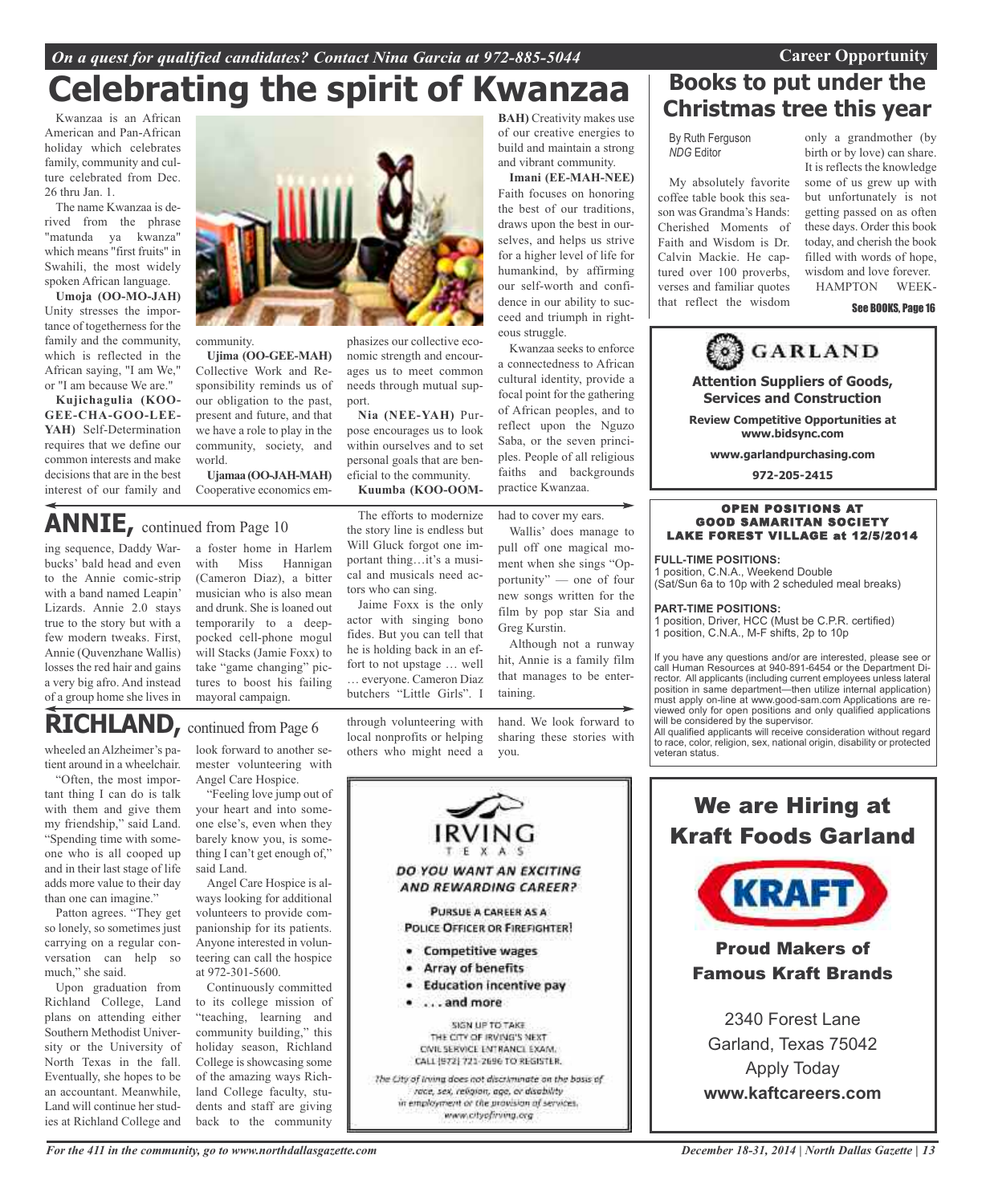On a quest for qualified candidates? Contact Nina Garcia at 972-885-5044

Career Opportunity

# Celebrating the spirit of Kwanzaa

Kwanzaa is an African American and Pan-African holiday which celebrates family, community and culture celebrated from Dec. 26 thru Jan. 1.

The name Kwanzaa is derived from the phrase "matunda ya kwanza" which means "first fruits" in Swahili, the most widely spoken African language.

**Umoja (OO-MO-JAH)** Unity stresses the importance of togetherness for the family and the community, which is reflected in the African saying, "I am We," or "I am because We are."

**Kujichagulia (KOO-GEE-CHA-GOO-LEE-YAH)** Self-Determination requires that we define our common interests and make decisions that are in the best interest of our family and community.

**Ujima (OO-GEE-MAH)** Collective Work and Responsibility reminds us of our obligation to the past, present and future, and that we have a role to play in the community, society, and world.

**Ujamaa (OO-JAH-MAH)** Cooperative economics emphasizes our collective economic strength and encourages us to meet common needs through mutual support.

**Nia (NEE-YAH)** Purpose encourages us to look within ourselves and to set personal goals that are beneficial to the community.

**Kuumba (KOO-OOM-BAH)** Creativity makes use of our creative energies to build and maintain a strong and vibrant community.

**Imani (EE-MAH-NEE)** Faith focuses on honoring the best of our traditions, draws upon the best in ourselves, and helps us strive for a higher level of life for humankind, by affirming our self-worth and confidence in our ability to succeed and triumph in righteous struggle.

Kwanzaa seeks to enforce a connectedness to African cultural identity, provide a focal point for the gathering of African peoples, and to reflect upon the Nguzo Saba, or the seven principles. People of all religious faiths and backgrounds practice Kwanzaa.

## ANNIE, continued from Page 10

ing sequence, Daddy Warbucks' bald head and even to the Annie comic-strip with a band named Leapin' Lizards. Annie 2.0 stays true to the story but with a few modern tweaks. First, Annie (Quvenzhane Wallis) losses the red hair and gains a very big afro. And instead of a group home she lives in a foster home in Harlem with Miss Hannigan (Cameron Diaz), a bitter musician who is also mean and drunk. She is loaned out temporarily to a deep-pocked cell-phone mogul will Stacks (Jamie Foxx) to take "game changing" pictures to boost his failing mayoral campaign.

The efforts to modernize the story line is endless but Will Gluck forgot one important thing…it's a musical and musicals need actors who can sing.

Jaime Foxx is the only actor with singing bono fides. But you can tell that he is holding back in an effort to not upstage … well … everyone. Cameron Diaz butchers "Little Girls". I had to cover my ears.

Wallis' does manage to pull off one magical moment when she sings "Opportunity" — one of four new songs written for the film by pop star Sia and Greg Kurstin.

Although not a runway hit, Annie is a family film that manages to be entertaining.

## RICHLAND, continued from Page 6

wheeled an Alzheimer's patient around in a wheelchair.

"Often, the most important thing I can do is talk with them and give them my friendship," said Land. "Spending time with someone who is all cooped up and in their last stage of life adds more value to their day than one can imagine."

Patton agrees. "They get so lonely, so sometimes just carrying on a regular conversation can help so much," she said.

Upon graduation from Richland College, Land plans on attending either Southern Methodist University or the University of North Texas in the fall. Eventually, she hopes to be an accountant. Meanwhile, Land will continue her studies at Richland College and look forward to another semester volunteering with Angel Care Hospice.

"Feeling love jump out of your heart and into someone else's, even when they barely know you, is something I can't get enough of," said Land.

Angel Care Hospice is always looking for additional volunteers to provide companionship for its patients. Anyone interested in volunteering can call the hospice at 972-301-5600.

Continuously committed to its college mission of "teaching, learning and community building," this holiday season, Richland College is showcasing some of the amazing ways Richland College faculty, students and staff are giving back to the community through volunteering with local nonprofits or helping others who might need a hand. We look forward to sharing these stories with you.

IRVING TEXAS

**DO YOU WANT AN EXCITING AND REWARDING CAREER?**

**PURSUE A CAREER AS A POLICE OFFICER OR FIREFIGHTER!**

- Competitive wages
- Array of benefits
- Education incentive pay
- . . . and more

SIGN UP TO TAKE THE CITY OF IRVING'S NEXT CIVIL SERVICE ENTRANCE EXAM. CALL (972) 721-2696 TO REGISTER.

*The City of Irving does not discriminate on the basis of race, sex, religion, age, or disability in employment or the provision of services.* www.cityofirving.org

## Books to put under the Christmas tree this year

By Ruth Ferguson
*NDG* Editor

My absolutely favorite coffee table book this season was Grandma's Hands: Cherished Moments of Faith and Wisdom is Dr. Calvin Mackie. He captured over 100 proverbs, verses and familiar quotes that reflect the wisdom only a grandmother (by birth or by love) can share. It is reflects the knowledge some of us grew up with but unfortunately is not getting passed on as often these days. Order this book today, and cherish the book filled with words of hope, wisdom and love forever.

HAMPTON WEEK-

**See BOOKS, Page 16**

GARLAND

**Attention Suppliers of Goods, Services and Construction**

**Review Competitive Opportunities at www.bidsync.com**

**www.garlandpurchasing.com**

**972-205-2415**

**OPEN POSITIONS AT GOOD SAMARITAN SOCIETY LAKE FOREST VILLAGE at 12/5/2014**

**FULL-TIME POSITIONS:**
1 position, C.N.A., Weekend Double
(Sat/Sun 6a to 10p with 2 scheduled meal breaks)

**PART-TIME POSITIONS:**
1 position, Driver, HCC (Must be C.P.R. certified)
1 position, C.N.A., M-F shifts, 2p to 10p

If you have any questions and/or are interested, please see or call Human Resources at 940-891-6454 or the Department Director. All applicants (including current employees unless lateral position in same department—then utilize internal application) must apply on-line at www.good-sam.com Applications are reviewed only for open positions and only qualified applications will be considered by the supervisor.
All qualified applicants will receive consideration without regard to race, color, religion, sex, national origin, disability or protected veteran status.

**We are Hiring at Kraft Foods Garland**

KRAFT

**Proud Makers of Famous Kraft Brands**

2340 Forest Lane
Garland, Texas 75042
Apply Today
**www.kaftcareers.com**

For the 411 in the community, go to www.northdallasgazette.com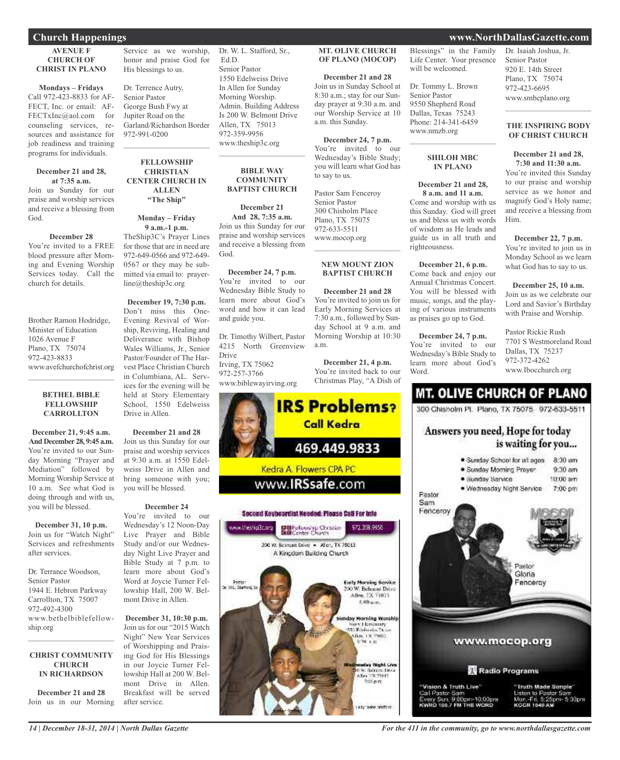## Church Happenings

### AVENUE F CHURCH OF CHRIST IN PLANO

**Mondays – Fridays**
Call 972-423-8833 for AFFECT, Inc. or email: AFFECTxInc@aol.com for counseling services, resources and assistance for job readiness and training programs for individuals.

**December 21 and 28, at 7:35 a.m.**
Join us Sunday for our praise and worship services and receive a blessing from God.

**December 28**
You're invited to a FREE blood pressure after Morning and Evening Worship Services today. Call the church for details.

Brother Ramon Hodridge,
Minister of Education
1026 Avenue F
Plano, TX 75074
972-423-8833
www.avefchurchofchrist.org

### BETHEL BIBLE FELLOWSHIP CARROLLTON

**December 21, 9:45 a.m. And December 28, 9:45 a.m.**
You're invited to our Sunday Morning "Prayer and Mediation" followed by Morning Worship Service at 10 a.m. See what God is doing through and with us, you will be blessed.

**December 31, 10 p.m.**
Join us for "Watch Night" Services and refreshments after services.

Dr. Terrance Woodson,
Senior Pastor
1944 E. Hebron Parkway
Carrollton, TX 75007
972-492-4300
www.bethelbiblefellowship.org

### CHRIST COMMUNITY CHURCH IN RICHARDSON

**December 21 and 28**
Join us in our Morning Service as we worship, honor and praise God for His blessings to us.

Dr. Terrence Autry,
Senior Pastor
George Bush Fwy at
Jupiter Road on the
Garland/Richardson Border
972-991-0200

### FELLOWSHIP CHRISTIAN CENTER CHURCH IN ALLEN "The Ship"

**Monday – Friday 9 a.m.-1 p.m.**
TheShip3C's Prayer Lines for those that are in need are 972-649-0566 and 972-649-0567 or they may be submitted via email to: prayerline@theship3c.org

**December 19, 7:30 p.m.**
Don't miss this One-Evening Revival of Worship, Reviving, Healing and Deliverance with Bishop Wales Williams, Jr., Senior Pastor/Founder of The Harvest Place Christian Church in Columbiana, AL. Services for the evening will be held at Story Elementary School, 1550 Edelweiss Drive in Allen.

**December 21 and 28**
Join us this Sunday for our praise and worship services at 9:30 a.m. at 1550 Edelweiss Drive in Allen and bring someone with you; you will be blessed.

**December 24**
You're invited to our Wednesday's 12 Noon-Day Live Prayer and Bible Study and/or our Wednesday Night Live Prayer and Bible Study at 7 p.m. to learn more about God's Word at Joycie Turner Fellowship Hall, 200 W. Belmont Drive in Allen.

**December 31, 10:30 p.m.**
Join us for our "2015 Watch Night" New Year Services of Worshipping and Praising God for His Blessings in our Joycie Turner Fellowship Hall at 200 W. Belmont Drive in Allen. Breakfast will be served after service.

Dr. W. L. Stafford, Sr., Ed.D.
Senior Pastor
1550 Edelweiss Drive
In Allen for Sunday
Morning Worship.
Admin. Building Address
Is 200 W. Belmont Drive
Allen, TX 75013
972-359-9956
www.theship3c.org

### BIBLE WAY COMMUNITY BAPTIST CHURCH

**December 21 And 28, 7:35 a.m.**
Join us this Sunday for our praise and worship services and receive a blessing from God.

**December 24, 7 p.m.**
You're invited to our Wednesday Bible Study to learn more about God's word and how it can lead and guide you.

Dr. Timothy Wilbert, Pastor
4215 North Greenview Drive
Irving, TX 75062
972-257-3766
www.biblewayirving.org

### MT. OLIVE CHURCH OF PLANO (MOCOP)

**December 21 and 28**
Join us in Sunday School at 8:30 a.m.; stay for our Sunday prayer at 9:30 a.m. and our Worship Service at 10 a.m. this Sunday.

**December 24, 7 p.m.**
You're invited to our Wednesday's Bible Study; you will learn what God has to say to us.

Pastor Sam Fenceroy
Senior Pastor
300 Chisholm Place
Plano, TX 75075
972-633-5511
www.mocop.org

### NEW MOUNT ZION BAPTIST CHURCH

**December 21 and 28**
You're invited to join us for Early Morning Services at 7:30 a.m., followed by Sunday School at 9 a.m. and Morning Worship at 10:30 a.m.

**December 21, 4 p.m.**
You're invited back to our Christmas Play, "A Dish of Blessings" in the Family Life Center. Your presence will be welcomed.

Dr. Tommy L. Brown
Senior Pastor
9550 Shepherd Road
Dallas, Texas 75243
Phone: 214-341-6459
www.nmzb.org

### SHILOH MBC IN PLANO

**December 21 and 28, 8 a.m. and 11 a.m.**
Come and worship with us this Sunday. God will greet us and bless us with words of wisdom as He leads and guide us in all truth and righteousness.

**December 21, 6 p.m.**
Come back and enjoy our Annual Christmas Concert. You will be blessed with music, songs, and the playing of various instruments as praises go up to God.

**December 24, 7 p.m.**
You're invited to our Wednesday's Bible Study to learn more about God's Word.

Dr. Isaiah Joshua, Jr.
Senior Pastor
920 E. 14th Street
Plano, TX 75074
972-423-6695
www.smbcplano.org

### THE INSPIRING BODY OF CHRIST CHURCH

**December 21 and 28, 7:30 and 11:30 a.m.**
You're invited this Sunday to our praise and worship service as we honor and magnify God's Holy name; and receive a blessing from Him.

**December 22, 7 p.m.**
You're invited to join us in Monday School as we learn what God has to say to us.

**December 25, 10 a.m.**
Join us as we celebrate our Lord and Savior's Birthday with Praise and Worship.

Pastor Rickie Rush
7701 S Westmoreland Road
Dallas, TX 75237
972-372-4262
www.Ibocchurch.org

---

**IRS Problems? Call Kedra**
469.449.9833
Kedra A. Flowers CPA PC
www.IRSsafe.com

---

**Second Keyboardist Needed: Please Call For Info**
www.theship3c.org — Fellowship Christian Center Church — 972.359.9956
200 W. Belmont Drive • Allen, TX 75013
A Kingdom Building Church

Pastor Dr. W.L. Stafford, Sr.
Early Morning Service — 200 W. Belmont Drive, Allen, TX 75013, 8:00 a.m.
Sunday Morning Worship — Story Elementary, 1550 Edelweiss Drive, Allen, TX 75002, 9:30 a.m.
Wednesday Night Live — 200 W. Belmont Drive, Allen, TX 75013, 7:00 p.m.
Lady Sabra Stafford

---

**MT. OLIVE CHURCH OF PLANO**
300 Chisholm Pl. Plano, TX 75075 972-633-5511

Answers you need, Hope for today is waiting for you...

- Sunday School for all ages 8:30 am
- Sunday Morning Prayer 9:30 am
- Sunday Service 10:00 am
- Wednesday Night Service 7:00 pm

Pastor Sam Fenceroy
Pastor Gloria Fenceroy

www.mocop.org

Radio Programs

"Vision & Truth Live" Call Pastor Sam Every Sun. 9:00pm-10:00pm KWRD 100.7 FM THE WORD

"Truth Made Simple" Listen to Pastor Sam Mon.-Fri. 5:25pm- 5:30pm KCGR 1040 AM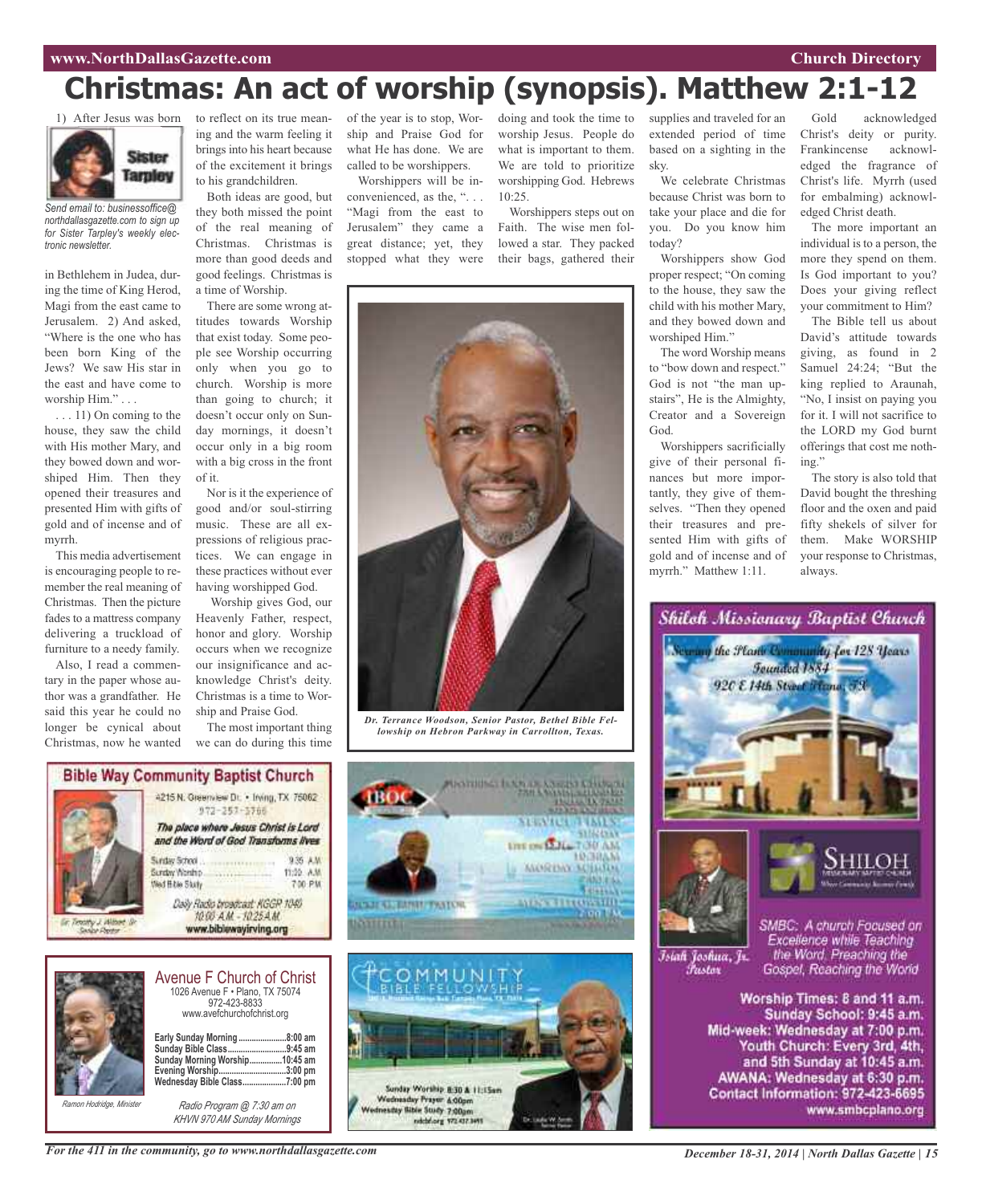# Christmas: An act of worship (synopsis). Matthew 2:1-12

Sister Tarpley

*Send email to: businessoffice@northdallasgazette.com to sign up for Sister Tarpley's weekly electronic newsletter.*

1) After Jesus was born in Bethlehem in Judea, during the time of King Herod, Magi from the east came to Jerusalem. 2) And asked, "Where is the one who has been born King of the Jews? We saw His star in the east and have come to worship Him." . . .

. . . 11) On coming to the house, they saw the child with His mother Mary, and they bowed down and worshiped Him. Then they opened their treasures and presented Him with gifts of gold and of incense and of myrrh.

This media advertisement is encouraging people to remember the real meaning of Christmas. Then the picture fades to a mattress company delivering a truckload of furniture to a needy family.

Also, I read a commentary in the paper whose author was a grandfather. He said this year he could no longer be cynical about Christmas, now he wanted to reflect on its true meaning and the warm feeling it brings into his heart because of the excitement it brings to his grandchildren.

Both ideas are good, but they both missed the point of the real meaning of Christmas. Christmas is more than good deeds and good feelings. Christmas is a time of Worship.

There are some wrong attitudes towards Worship that exist today. Some people see Worship occurring only when you go to church. Worship is more than going to church; it doesn't occur only on Sunday mornings, it doesn't occur only in a big room with a big cross in the front of it.

Nor is it the experience of good and/or soul-stirring music. These are all expressions of religious practices. We can engage in these practices without ever having worshipped God.

Worship gives God, our Heavenly Father, respect, honor and glory. Worship occurs when we recognize our insignificance and acknowledge Christ's deity. Christmas is a time to Worship and Praise God.

The most important thing we can do during this time of the year is to stop, Worship and Praise God for what He has done. We are called to be worshippers.

Worshippers will be inconvenienced, as the, ". . . "Magi from the east to Jerusalem" they came a great distance; yet, they stopped what they were doing and took the time to worship Jesus. People do what is important to them. We are told to prioritize worshipping God. Hebrews 10:25.

Worshippers steps out on Faith. The wise men followed a star. They packed their bags, gathered their supplies and traveled for an extended period of time based on a sighting in the sky.

We celebrate Christmas because Christ was born to take your place and die for you. Do you know him today?

Worshippers show God proper respect; "On coming to the house, they saw the child with his mother Mary, and they bowed down and worshiped Him."

The word Worship means to "bow down and respect." God is not "the man upstairs", He is the Almighty, Creator and a Sovereign God.

Worshippers sacrificially give of their personal finances but more importantly, they give of themselves. "Then they opened their treasures and presented Him with gifts of gold and of incense and of myrrh." Matthew 1:11.

Gold acknowledged Christ's deity or purity. Frankincense acknowledged the fragrance of Christ's life. Myrrh (used for embalming) acknowledged Christ death.

The more important an individual is to a person, the more they spend on them. Is God important to you? Does your giving reflect your commitment to Him?

The Bible tell us about David's attitude towards giving, as found in 2 Samuel 24:24; "But the king replied to Araunah, "No, I insist on paying you for it. I will not sacrifice to the LORD my God burnt offerings that cost me nothing."

The story is also told that David bought the threshing floor and the oxen and paid fifty shekels of silver for them. Make WORSHIP your response to Christmas, always.

*Dr. Terrance Woodson, Senior Pastor, Bethel Bible Fellowship on Hebron Parkway in Carrollton, Texas.*

## Bible Way Community Baptist Church

4215 N. Greenview Dr. • Irving, TX 75062
972-257-3766

*The place where Jesus Christ is Lord and the Word of God Transforms lives*

Sunday School ........ 9:35 A.M.
Sunday Worship ........ 11:00 A.M.
Wed Bible Study ........ 7:00 P.M.

*Daily Radio broadcast: KGGR 1040 10:00 A.M. - 10:25 A.M.*
www.biblewayirving.org

*Dr. Timothy J. Wilbert, Sr. Senior Pastor*

## Avenue F Church of Christ

1026 Avenue F • Plano, TX 75074
972-423-8833
www.avefchurchofchrist.org

**Early Sunday Morning ........ 8:00 am**
**Sunday Bible Class ........ 9:45 am**
**Sunday Morning Worship ........ 10:45 am**
**Evening Worship ........ 3:00 pm**
**Wednesday Bible Class ........ 7:00 pm**

*Ramon Hodridge, Minister*

*Radio Program @ 7:30 am on KHVN 970 AM Sunday Mornings*

## Community Bible Fellowship

Sunday Worship 8:30 & 11:15am
Wednesday Prayer 6:00pm
Wednesday Bible Study 7:00pm

## Shiloh Missionary Baptist Church

Serving the Plano Community for 128 Years
Founded 1884
920 E 14th Street Plano, TX

*Isiah Joshua, Jr. Pastor*

SMBC: A church Focused on Excellence while Teaching the Word, Preaching the Gospel, Reaching the World

**Worship Times: 8 and 11 a.m.**
**Sunday School: 9:45 a.m.**
**Mid-week: Wednesday at 7:00 p.m.**
**Youth Church: Every 3rd, 4th, and 5th Sunday at 10:45 a.m.**
**AWANA: Wednesday at 6:30 p.m.**
**Contact Information: 972-423-6695**
**www.smbcplano.org**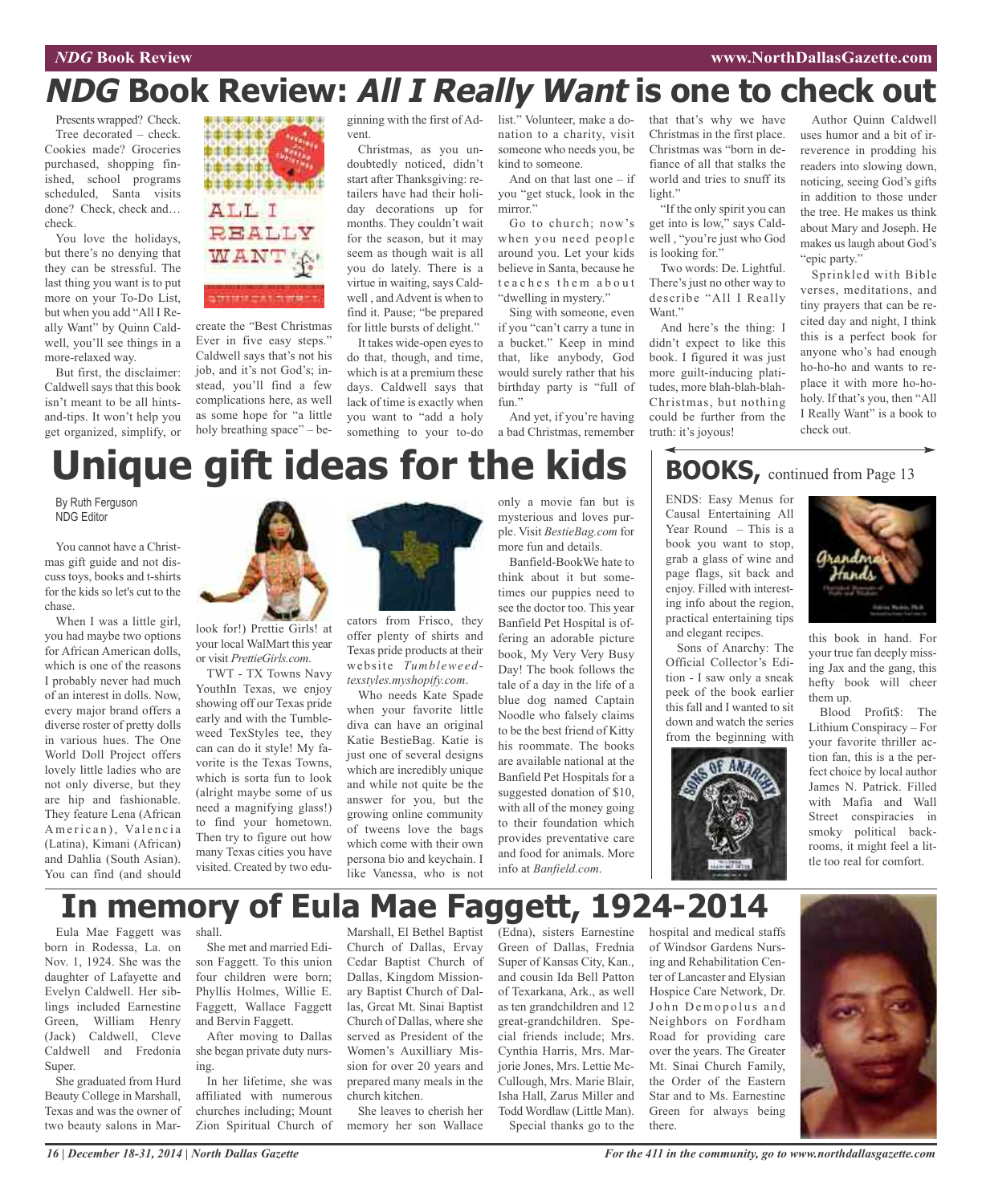# NDG Book Review: *All I Really Want* is one to check out

Presents wrapped? Check. Tree decorated – check. Cookies made? Groceries purchased, shopping finished, school programs scheduled, Santa visits done? Check, check and… check.

You love the holidays, but there's no denying that they can be stressful. The last thing you want is to put more on your To-Do List, but when you add "All I Really Want" by Quinn Caldwell, you'll see things in a more-relaxed way.

But first, the disclaimer: Caldwell says that this book isn't meant to be all hints-and-tips. It won't help you get organized, simplify, or create the "Best Christmas Ever in five easy steps." Caldwell says that's not his job, and it's not God's; instead, you'll find a few complications here, as well as some hope for "a little holy breathing space" – beginning with the first of Advent.

Christmas, as you undoubtedly noticed, didn't start after Thanksgiving: retailers have had their holiday decorations up for months. They couldn't wait for the season, but it may seem as though wait is all you do lately. There is a virtue in waiting, says Caldwell, and Advent is when to find it. Pause; "be prepared for little bursts of delight."

It takes wide-open eyes to do that, though, and time, which is at a premium these days. Caldwell says that lack of time is exactly when you want to "add a holy something to your to-do list." Volunteer, make a donation to a charity, visit someone who needs you, be kind to someone.

And on that last one – if you "get stuck, look in the mirror."

Go to church; now's when you need people around you. Let your kids believe in Santa, because he teaches them about "dwelling in mystery."

Sing with someone, even if you "can't carry a tune in a bucket." Keep in mind that, like anybody, God would surely rather that his birthday party is "full of fun."

And yet, if you're having a bad Christmas, remember that that's why we have Christmas in the first place. Christmas was "born in defiance of all that stalks the world and tries to snuff its light."

"If the only spirit you can get into is low," says Caldwell, "you're just who God is looking for."

Two words: De. Lightful. There's just no other way to describe "All I Really Want."

And here's the thing: I didn't expect to like this book. I figured it was just more guilt-inducing platitudes, more blah-blah-blah-Christmas, but nothing could be further from the truth: it's joyous!

Author Quinn Caldwell uses humor and a bit of irreverence in prodding his readers into slowing down, noticing, seeing God's gifts in addition to those under the tree. He makes us think about Mary and Joseph. He makes us laugh about God's "epic party."

Sprinkled with Bible verses, meditations, and tiny prayers that can be recited day and night, I think this is a perfect book for anyone who's had enough ho-ho-ho and wants to replace it with more ho-ho-holy. If that's you, then "All I Really Want" is a book to check out.

# Unique gift ideas for the kids

By Ruth Ferguson
NDG Editor

You cannot have a Christmas gift guide and not discuss toys, books and t-shirts for the kids so let's cut to the chase.

When I was a little girl, you had maybe two options for African American dolls, which is one of the reasons I probably never had much of an interest in dolls. Now, every major brand offers a diverse roster of pretty dolls in various hues. The One World Doll Project offers lovely little ladies who are not only diverse, but they are hip and fashionable. They feature Lena (African American), Valencia (Latina), Kimani (African) and Dahlia (South Asian). You can find (and should look for!) Prettie Girls! at your local WalMart this year or visit *PrettieGirls.com*.

TWT - TX Towns Navy YouthIn Texas, we enjoy showing off our Texas pride early and with the Tumbleweed TexStyles tee, they can can do it style! My favorite is the Texas Towns, which is sorta fun to look (alright maybe some of us need a magnifying glass!) to find your hometown. Then try to figure out how many Texas cities you have visited. Created by two educators from Frisco, they offer plenty of shirts and Texas pride products at their website *Tumbleweedtexstyles.myshopify.com*.

Who needs Kate Spade when your favorite little diva can have an original Katie BestieBag. Katie is just one of several designs which are incredibly unique and while not quite be the answer for you, but the growing online community of tweens love the bags which come with their own persona bio and keychain. I like Vanessa, who is not only a movie fan but is mysterious and loves purple. Visit *BestieBag.com* for more fun and details.

Banfield-BookWe hate to think about it but sometimes our puppies need to see the doctor too. This year Banfield Pet Hospital is offering an adorable picture book, My Very Very Busy Day! The book follows the tale of a day in the life of a blue dog named Captain Noodle who falsely claims to be the best friend of Kitty his roommate. The books are available national at the Banfield Pet Hospitals for a suggested donation of $10, with all of the money going to their foundation which provides preventative care and food for animals. More info at *Banfield.com*.

## BOOKS, continued from Page 13

ENDS: Easy Menus for Causal Entertaining All Year Round – This is a book you want to stop, grab a glass of wine and page flags, sit back and enjoy. Filled with interesting info about the region, practical entertaining tips and elegant recipes.

Sons of Anarchy: The Official Collector's Edition - I saw only a sneak peek of the book earlier this fall and I wanted to sit down and watch the series from the beginning with this book in hand. For your true fan deeply missing Jax and the gang, this hefty book will cheer them up.

Blood Profit$: The Lithium Conspiracy – For your favorite thriller action fan, this is a the perfect choice by local author James N. Patrick. Filled with Mafia and Wall Street conspiracies in smoky political backrooms, it might feel a little too real for comfort.

# In memory of Eula Mae Faggett, 1924-2014

Eula Mae Faggett was born in Rodessa, La. on Nov. 1, 1924. She was the daughter of Lafayette and Evelyn Caldwell. Her siblings included Earnestine Green, William Henry (Jack) Caldwell, Cleve Caldwell and Fredonia Super.

She graduated from Hurd Beauty College in Marshall, Texas and was the owner of two beauty salons in Marshall.

She met and married Edison Faggett. To this union four children were born; Phyllis Holmes, Willie E. Faggett, Wallace Faggett and Bervin Faggett.

After moving to Dallas she began private duty nursing.

In her lifetime, she was affiliated with numerous churches including; Mount Zion Spiritual Church of Marshall, El Bethel Baptist Church of Dallas, Ervay Cedar Baptist Church of Dallas, Kingdom Missionary Baptist Church of Dallas, Great Mt. Sinai Baptist Church of Dallas, where she served as President of the Women's Auxilliary Mission for over 20 years and prepared many meals in the church kitchen.

She leaves to cherish her memory her son Wallace (Edna), sisters Earnestine Green of Dallas, Frednia Super of Kansas City, Kan., and cousin Ida Bell Patton of Texarkana, Ark., as well as ten grandchildren and 12 great-grandchildren. Special friends include; Mrs. Cynthia Harris, Mrs. Marjorie Jones, Mrs. Lettie McCullough, Mrs. Marie Blair, Isha Hall, Zarus Miller and Todd Wordlaw (Little Man).

Special thanks go to the hospital and medical staffs of Windsor Gardens Nursing and Rehabilitation Center of Lancaster and Elysian Hospice Care Network, Dr. John Demopolus and Neighbors on Fordham Road for providing care over the years. The Greater Mt. Sinai Church Family, the Order of the Eastern Star and to Ms. Earnestine Green for always being there.